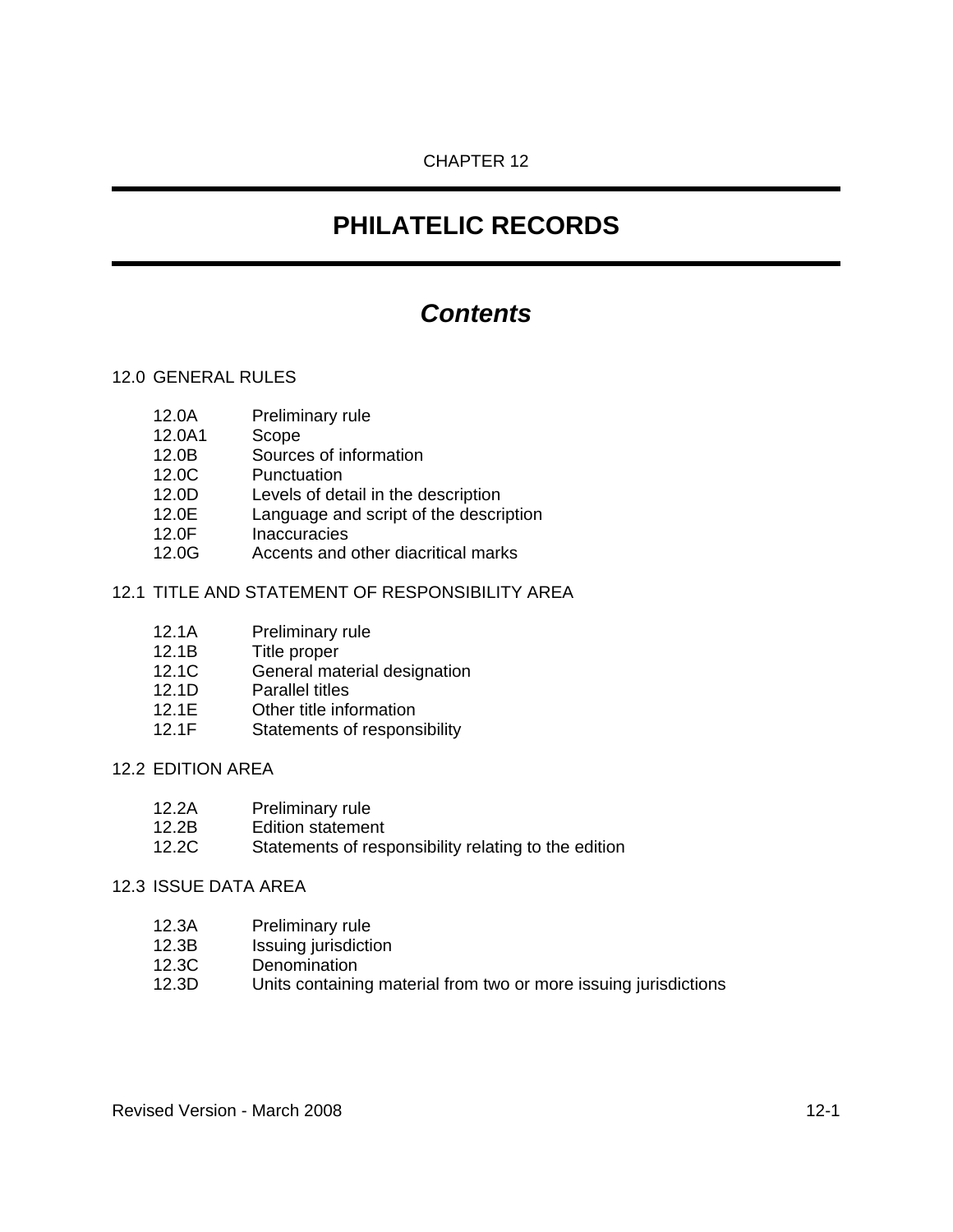CHAPTER 12

# PHILATELIC RECORDS

## *Contents*

12.0 GENERAL RULES

- 12.0A Preliminary rule
- 12.0A1 Scope
- 12.0B Sources of information
- 12.0C Punctuation
- 12.0D Levels of detail in the description
- 12.0E Language and script of the description
- 12.0F Inaccuracies
- 12.0G Accents and other diacritical marks

12.1 TITLE AND STATEMENT OF RESPONSIBILITY AREA

- 12.1A Preliminary rule
- 12.1B Title proper
- 12.1C General material designation
- 12.1D Parallel titles
- 12.1E Other title information
- 12.1F Statements of responsibility

12.2 EDITION AREA

- 12.2A Preliminary rule
- 12.2B Edition statement
- 12.2C Statements of responsibility relating to the edition

12.3 ISSUE DATA AREA

- 12.3A Preliminary rule
- 12.3B Issuing jurisdiction
- 12.3C Denomination
- 12.3D Units containing material from two or more issuing jurisdictions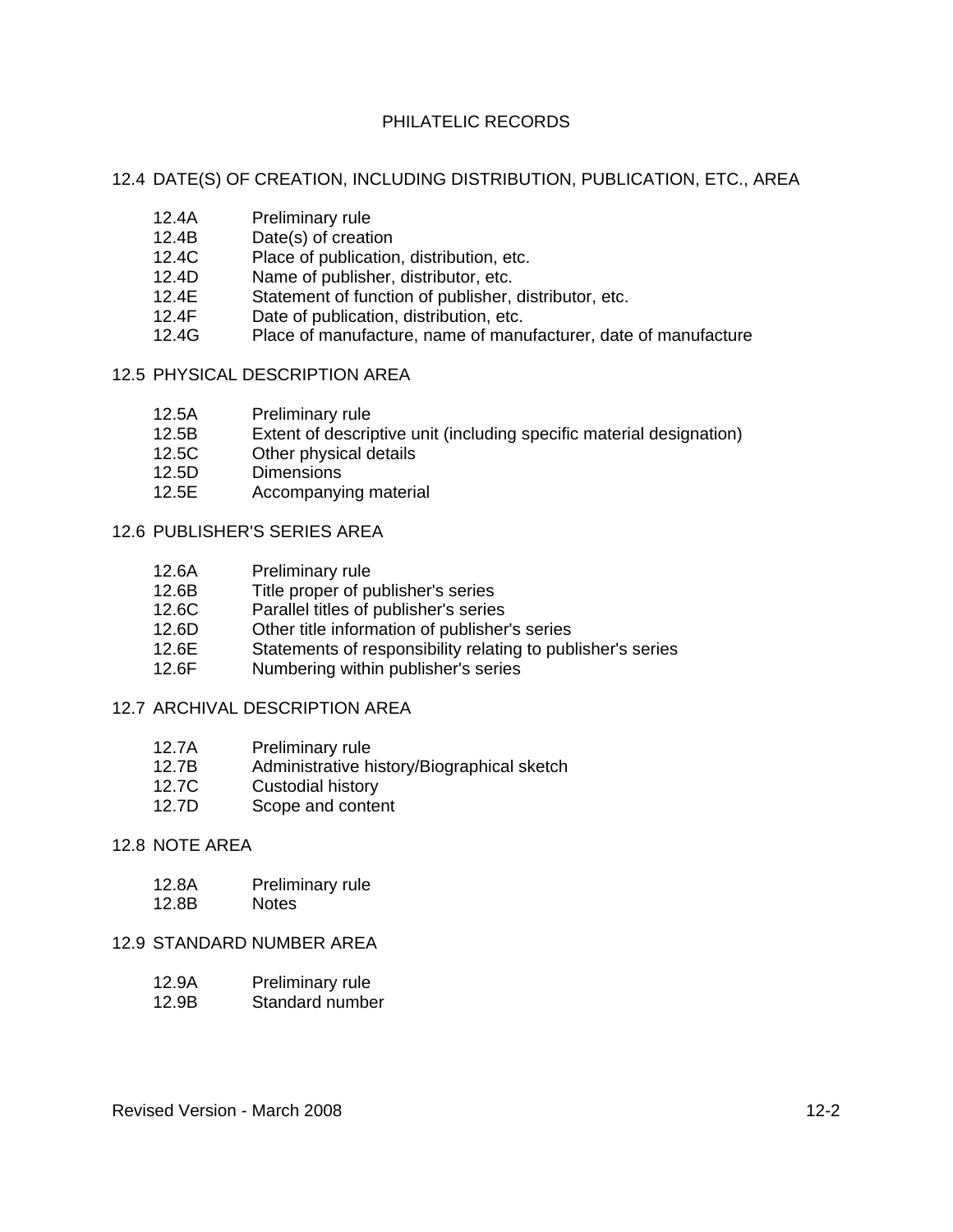# PHILATELIC RECORDS

## 12.4 DATE(S) OF CREATION, INCLUDING DISTRIBUTION, PUBLICATION, ETC., AREA

- 12.4A Preliminary rule
- 12.4B Date(s) of creation
- 12.4C Place of publication, distribution, etc.
- 12.4D Name of publisher, distributor, etc.
- 12.4E Statement of function of publisher, distributor, etc.
- 12.4F Date of publication, distribution, etc.
- 12.4G Place of manufacture, name of manufacturer, date of manufacture

## 12.5 PHYSICAL DESCRIPTION AREA

- 12.5A Preliminary rule
- 12.5B Extent of descriptive unit (including specific material designation)
- 12.5C Other physical details
- 12.5D Dimensions
- 12.5E Accompanying material

## 12.6 PUBLISHER'S SERIES AREA

- 12.6A Preliminary rule
- 12.6B Title proper of publisher's series
- 12.6C Parallel titles of publisher's series
- 12.6D Other title information of publisher's series
- 12.6E Statements of responsibility relating to publisher's series
- 12.6F Numbering within publisher's series

## 12.7 ARCHIVAL DESCRIPTION AREA

- 12.7A Preliminary rule
- 12.7B Administrative history/Biographical sketch
- 12.7C Custodial history
- 12.7D Scope and content

## 12.8 NOTE AREA

- 12.8A Preliminary rule
- 12.8B Notes

## 12.9 STANDARD NUMBER AREA

- 12.9A Preliminary rule
- 12.9B Standard number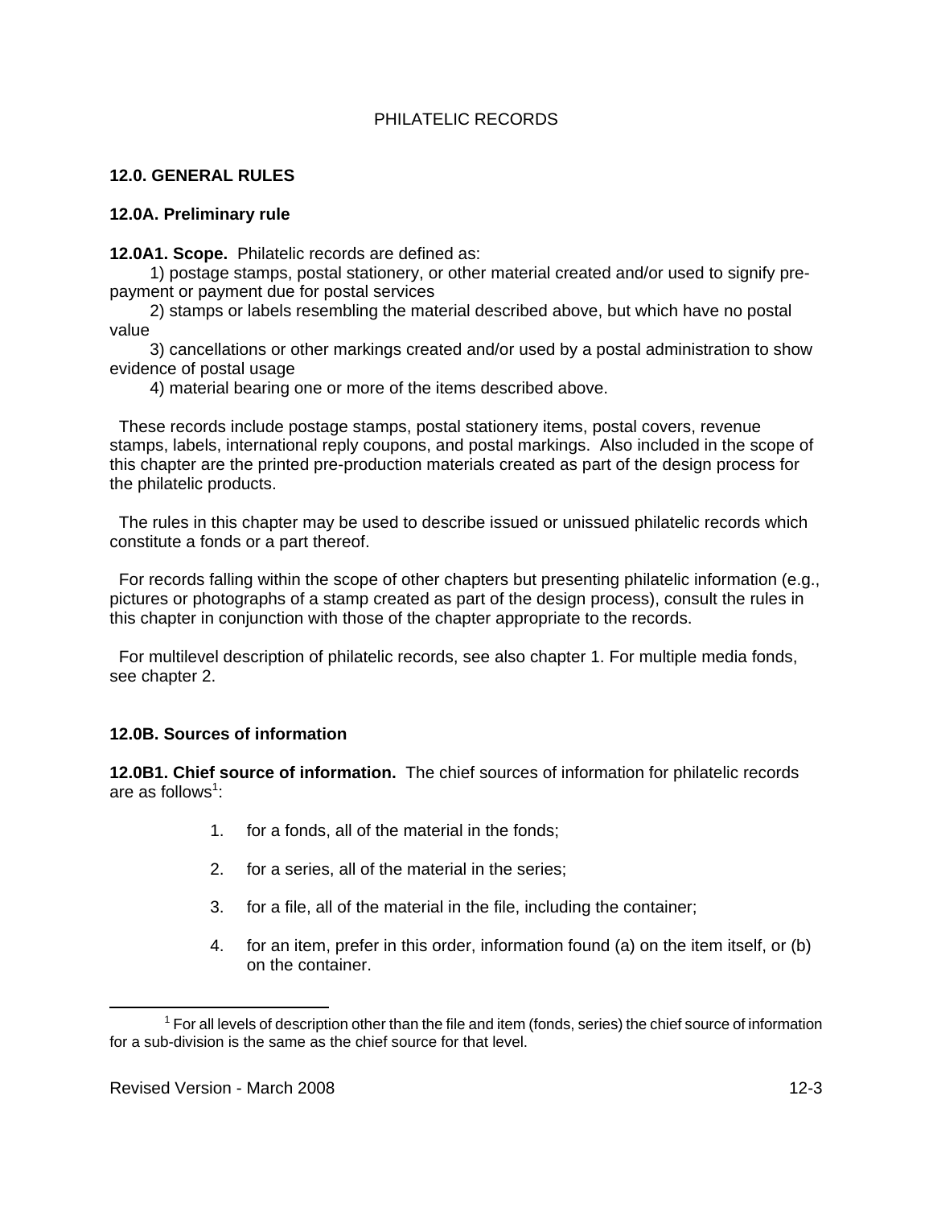# PHILATELIC RECORDS

## 12.0. GENERAL RULES

### 12.0A. Preliminary rule

**12.0A1. Scope.** Philatelic records are defined as:

1) postage stamps, postal stationery, or other material created and/or used to signify pre-payment or payment due for postal services

2) stamps or labels resembling the material described above, but which have no postal value

3) cancellations or other markings created and/or used by a postal administration to show evidence of postal usage

4) material bearing one or more of the items described above.

These records include postage stamps, postal stationery items, postal covers, revenue stamps, labels, international reply coupons, and postal markings. Also included in the scope of this chapter are the printed pre-production materials created as part of the design process for the philatelic products.

The rules in this chapter may be used to describe issued or unissued philatelic records which constitute a fonds or a part thereof.

For records falling within the scope of other chapters but presenting philatelic information (e.g., pictures or photographs of a stamp created as part of the design process), consult the rules in this chapter in conjunction with those of the chapter appropriate to the records.

For multilevel description of philatelic records, see also chapter 1. For multiple media fonds, see chapter 2.

### 12.0B. Sources of information

**12.0B1. Chief source of information.** The chief sources of information for philatelic records are as follows[1]:

1. for a fonds, all of the material in the fonds;
2. for a series, all of the material in the series;
3. for a file, all of the material in the file, including the container;
4. for an item, prefer in this order, information found (a) on the item itself, or (b) on the container.

[1] For all levels of description other than the file and item (fonds, series) the chief source of information for a sub-division is the same as the chief source for that level.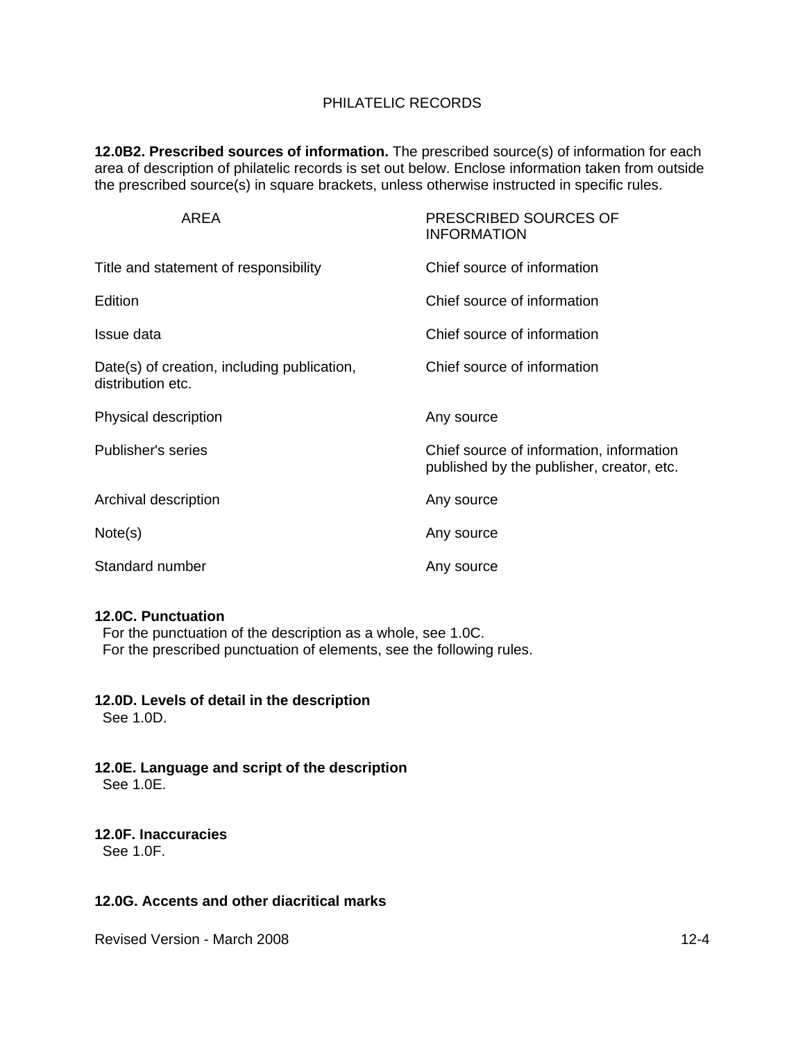PHILATELIC RECORDS

**12.0B2. Prescribed sources of information.** The prescribed source(s) of information for each area of description of philatelic records is set out below. Enclose information taken from outside the prescribed source(s) in square brackets, unless otherwise instructed in specific rules.

| AREA | PRESCRIBED SOURCES OF INFORMATION |
| --- | --- |
| Title and statement of responsibility | Chief source of information |
| Edition | Chief source of information |
| Issue data | Chief source of information |
| Date(s) of creation, including publication, distribution etc. | Chief source of information |
| Physical description | Any source |
| Publisher's series | Chief source of information, information published by the publisher, creator, etc. |
| Archival description | Any source |
| Note(s) | Any source |
| Standard number | Any source |

**12.0C. Punctuation**

For the punctuation of the description as a whole, see 1.0C.

For the prescribed punctuation of elements, see the following rules.

**12.0D. Levels of detail in the description**

See 1.0D.

**12.0E. Language and script of the description**

See 1.0E.

**12.0F. Inaccuracies**

See 1.0F.

**12.0G. Accents and other diacritical marks**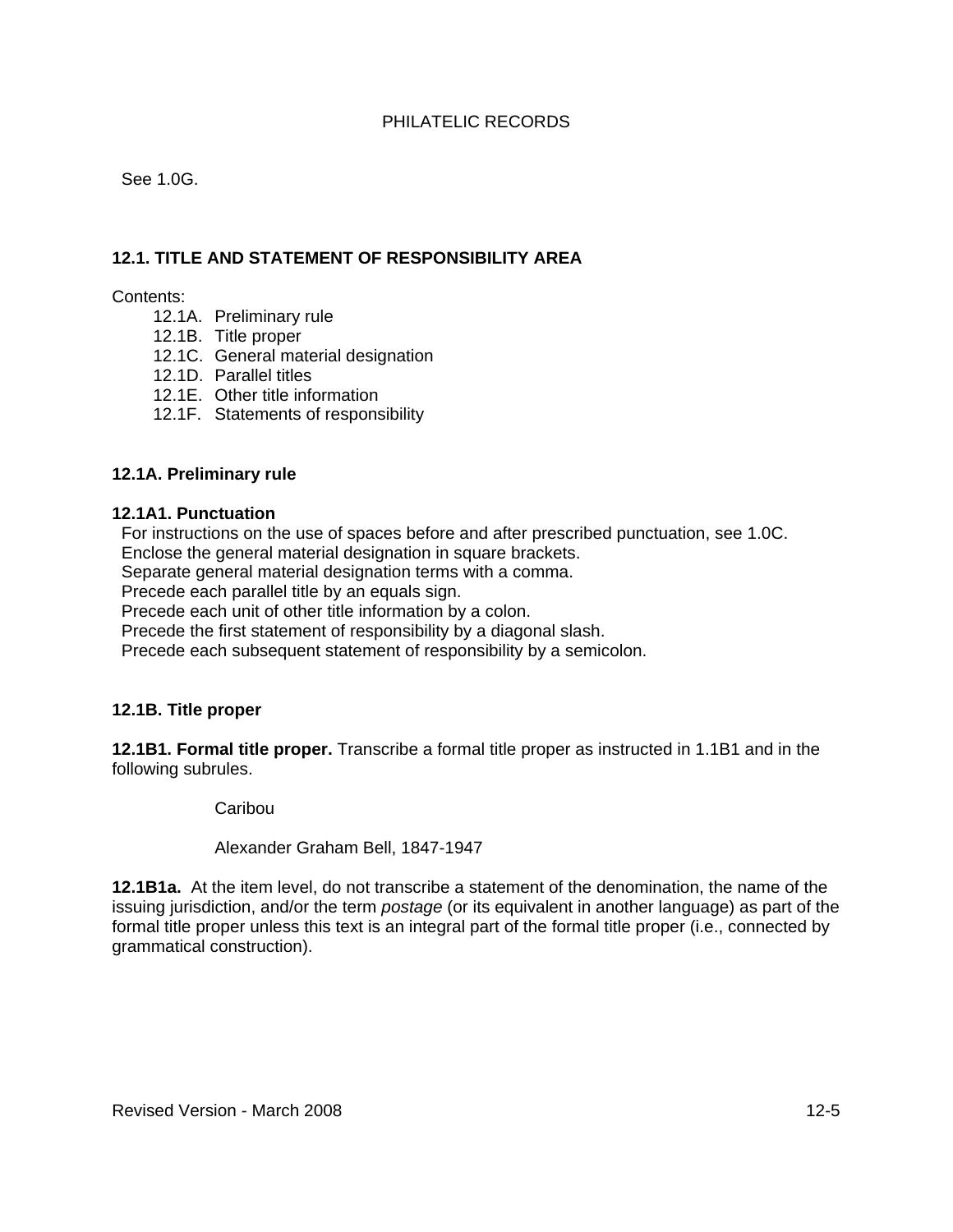PHILATELIC RECORDS

See 1.0G.

## 12.1. TITLE AND STATEMENT OF RESPONSIBILITY AREA

Contents:

- 12.1A. Preliminary rule
- 12.1B. Title proper
- 12.1C. General material designation
- 12.1D. Parallel titles
- 12.1E. Other title information
- 12.1F. Statements of responsibility

### 12.1A. Preliminary rule

**12.1A1. Punctuation**

For instructions on the use of spaces before and after prescribed punctuation, see 1.0C.
Enclose the general material designation in square brackets.
Separate general material designation terms with a comma.
Precede each parallel title by an equals sign.
Precede each unit of other title information by a colon.
Precede the first statement of responsibility by a diagonal slash.
Precede each subsequent statement of responsibility by a semicolon.

### 12.1B. Title proper

**12.1B1. Formal title proper.** Transcribe a formal title proper as instructed in 1.1B1 and in the following subrules.

> Caribou
>
> Alexander Graham Bell, 1847-1947

**12.1B1a.** At the item level, do not transcribe a statement of the denomination, the name of the issuing jurisdiction, and/or the term *postage* (or its equivalent in another language) as part of the formal title proper unless this text is an integral part of the formal title proper (i.e., connected by grammatical construction).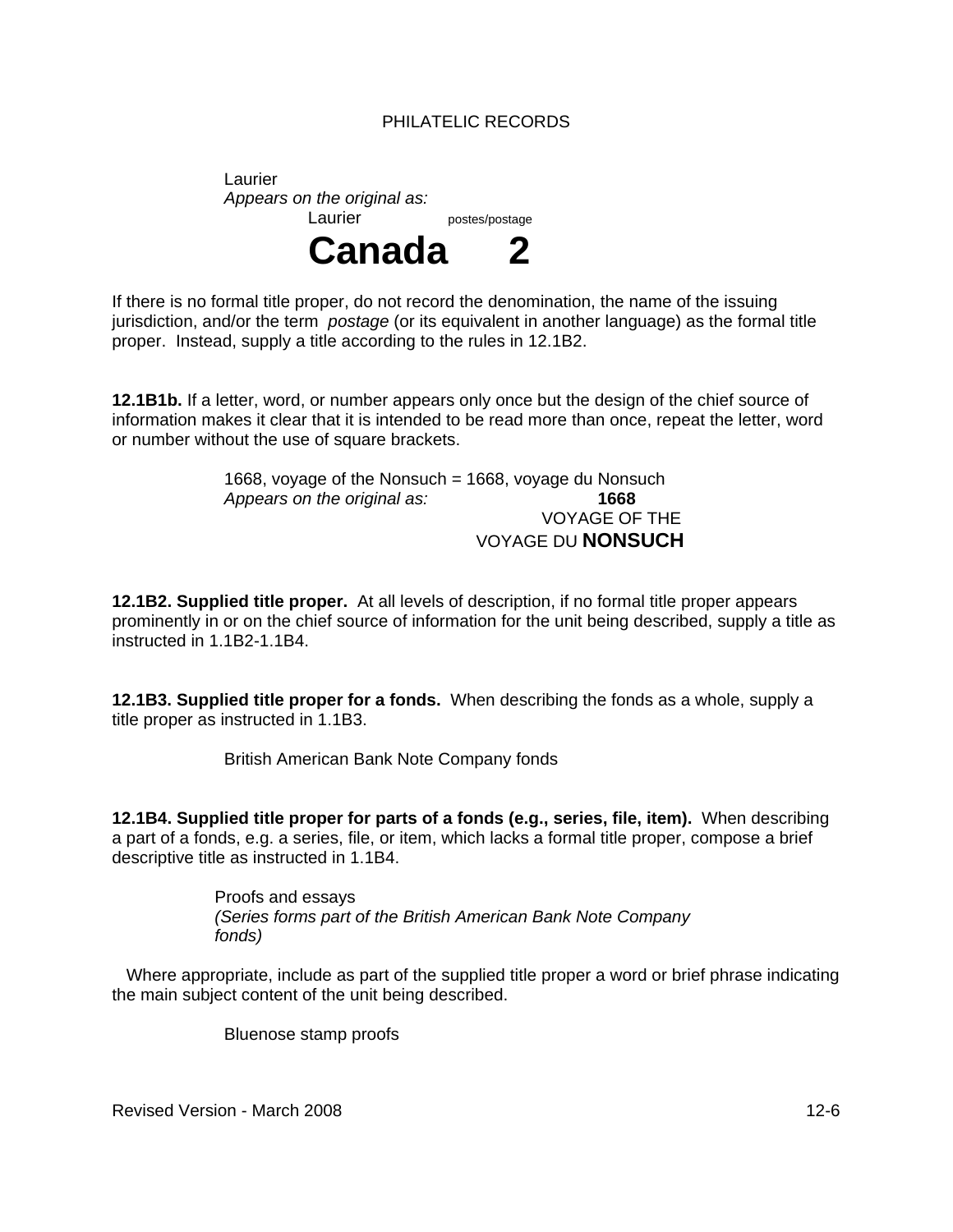Laurier
*Appears on the original as:*

Laurier postes/postage
**Canada 2**

If there is no formal title proper, do not record the denomination, the name of the issuing jurisdiction, and/or the term *postage* (or its equivalent in another language) as the formal title proper. Instead, supply a title according to the rules in 12.1B2.

**12.1B1b.** If a letter, word, or number appears only once but the design of the chief source of information makes it clear that it is intended to be read more than once, repeat the letter, word or number without the use of square brackets.

1668, voyage of the Nonsuch = 1668, voyage du Nonsuch
*Appears on the original as:*
**1668**
VOYAGE OF THE
VOYAGE DU **NONSUCH**

**12.1B2. Supplied title proper.** At all levels of description, if no formal title proper appears prominently in or on the chief source of information for the unit being described, supply a title as instructed in 1.1B2-1.1B4.

**12.1B3. Supplied title proper for a fonds.** When describing the fonds as a whole, supply a title proper as instructed in 1.1B3.

British American Bank Note Company fonds

**12.1B4. Supplied title proper for parts of a fonds (e.g., series, file, item).** When describing a part of a fonds, e.g. a series, file, or item, which lacks a formal title proper, compose a brief descriptive title as instructed in 1.1B4.

Proofs and essays
*(Series forms part of the British American Bank Note Company fonds)*

Where appropriate, include as part of the supplied title proper a word or brief phrase indicating the main subject content of the unit being described.

Bluenose stamp proofs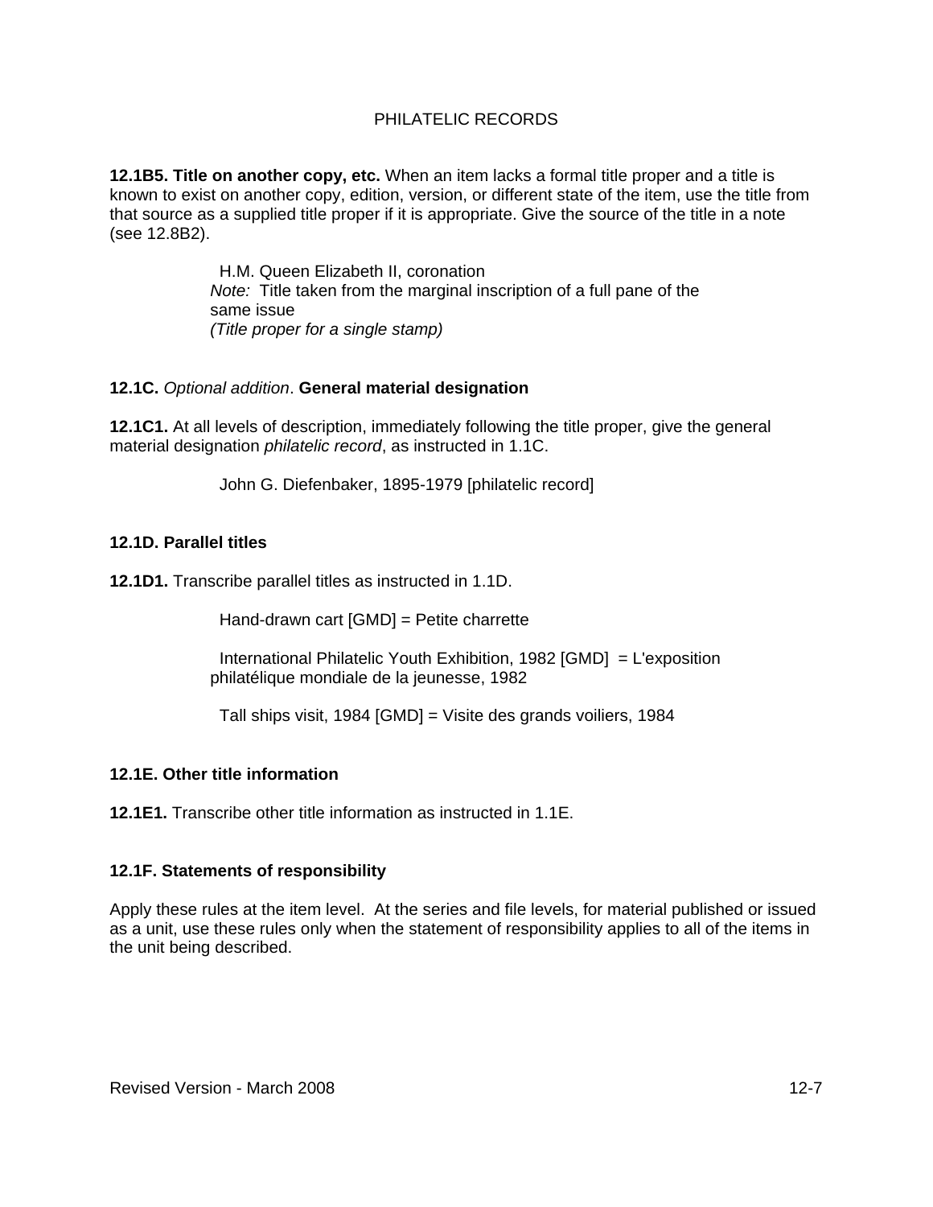**12.1B5. Title on another copy, etc.** When an item lacks a formal title proper and a title is known to exist on another copy, edition, version, or different state of the item, use the title from that source as a supplied title proper if it is appropriate. Give the source of the title in a note (see 12.8B2).

> H.M. Queen Elizabeth II, coronation
> *Note:* Title taken from the marginal inscription of a full pane of the same issue
> *(Title proper for a single stamp)*

**12.1C.** *Optional addition*. **General material designation**

**12.1C1.** At all levels of description, immediately following the title proper, give the general material designation *philatelic record*, as instructed in 1.1C.

> John G. Diefenbaker, 1895-1979 [philatelic record]

**12.1D. Parallel titles**

**12.1D1.** Transcribe parallel titles as instructed in 1.1D.

> Hand-drawn cart [GMD] = Petite charrette

> International Philatelic Youth Exhibition, 1982 [GMD] = L'exposition philatélique mondiale de la jeunesse, 1982

> Tall ships visit, 1984 [GMD] = Visite des grands voiliers, 1984

**12.1E. Other title information**

**12.1E1.** Transcribe other title information as instructed in 1.1E.

**12.1F. Statements of responsibility**

Apply these rules at the item level. At the series and file levels, for material published or issued as a unit, use these rules only when the statement of responsibility applies to all of the items in the unit being described.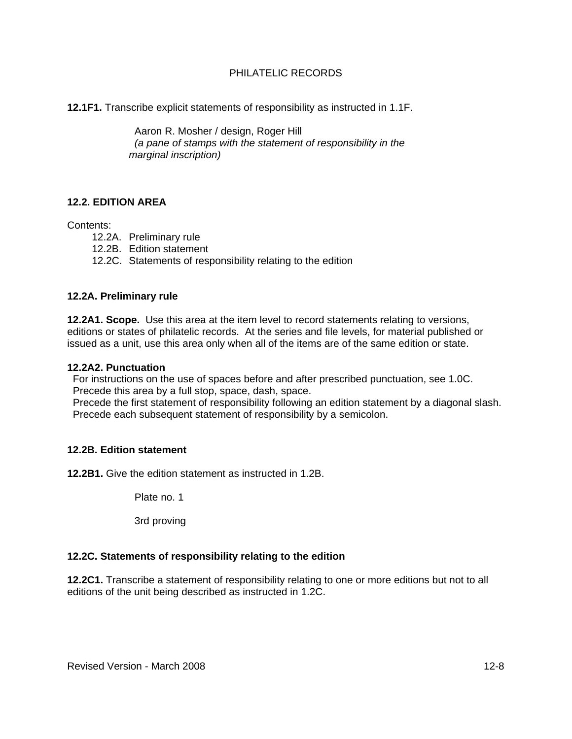PHILATELIC RECORDS

**12.1F1.** Transcribe explicit statements of responsibility as instructed in 1.1F.

> Aaron R. Mosher / design, Roger Hill
> *(a pane of stamps with the statement of responsibility in the marginal inscription)*

## 12.2. EDITION AREA

Contents:

- 12.2A. Preliminary rule
- 12.2B. Edition statement
- 12.2C. Statements of responsibility relating to the edition

### 12.2A. Preliminary rule

**12.2A1. Scope.** Use this area at the item level to record statements relating to versions, editions or states of philatelic records. At the series and file levels, for material published or issued as a unit, use this area only when all of the items are of the same edition or state.

**12.2A2. Punctuation**

For instructions on the use of spaces before and after prescribed punctuation, see 1.0C.
Precede this area by a full stop, space, dash, space.
Precede the first statement of responsibility following an edition statement by a diagonal slash.
Precede each subsequent statement of responsibility by a semicolon.

### 12.2B. Edition statement

**12.2B1.** Give the edition statement as instructed in 1.2B.

> Plate no. 1

> 3rd proving

### 12.2C. Statements of responsibility relating to the edition

**12.2C1.** Transcribe a statement of responsibility relating to one or more editions but not to all editions of the unit being described as instructed in 1.2C.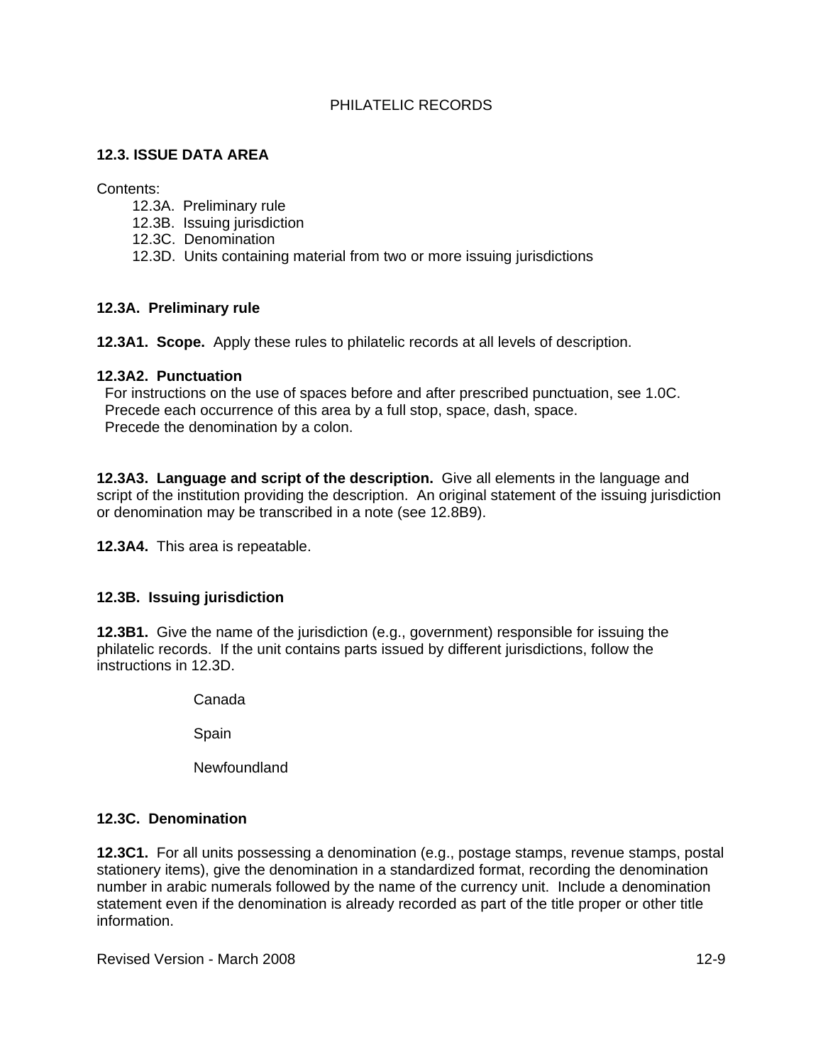## 12.3. ISSUE DATA AREA

Contents:

- 12.3A. Preliminary rule
- 12.3B. Issuing jurisdiction
- 12.3C. Denomination
- 12.3D. Units containing material from two or more issuing jurisdictions

### 12.3A. Preliminary rule

**12.3A1. Scope.** Apply these rules to philatelic records at all levels of description.

**12.3A2. Punctuation**

For instructions on the use of spaces before and after prescribed punctuation, see 1.0C.
Precede each occurrence of this area by a full stop, space, dash, space.
Precede the denomination by a colon.

**12.3A3. Language and script of the description.** Give all elements in the language and script of the institution providing the description. An original statement of the issuing jurisdiction or denomination may be transcribed in a note (see 12.8B9).

**12.3A4.** This area is repeatable.

### 12.3B. Issuing jurisdiction

**12.3B1.** Give the name of the jurisdiction (e.g., government) responsible for issuing the philatelic records. If the unit contains parts issued by different jurisdictions, follow the instructions in 12.3D.

> Canada
>
> Spain
>
> Newfoundland

### 12.3C. Denomination

**12.3C1.** For all units possessing a denomination (e.g., postage stamps, revenue stamps, postal stationery items), give the denomination in a standardized format, recording the denomination number in arabic numerals followed by the name of the currency unit. Include a denomination statement even if the denomination is already recorded as part of the title proper or other title information.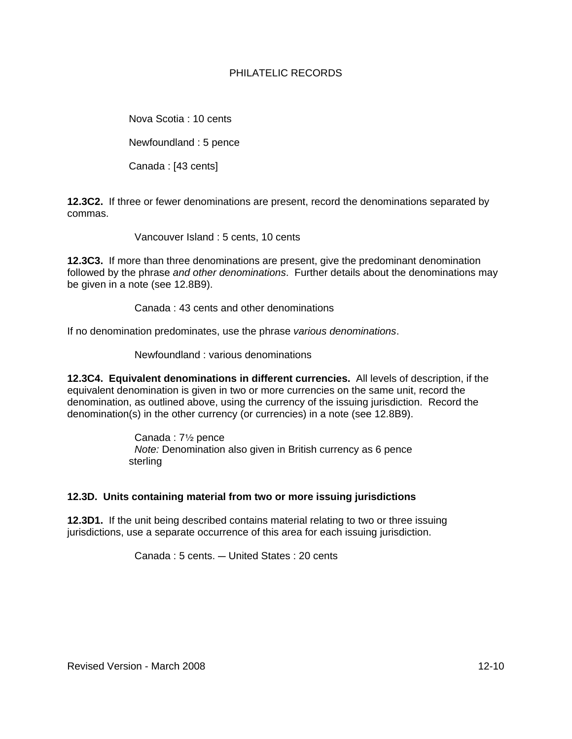Nova Scotia : 10 cents

Newfoundland : 5 pence

Canada : [43 cents]

**12.3C2.** If three or fewer denominations are present, record the denominations separated by commas.

Vancouver Island : 5 cents, 10 cents

**12.3C3.** If more than three denominations are present, give the predominant denomination followed by the phrase *and other denominations*. Further details about the denominations may be given in a note (see 12.8B9).

Canada : 43 cents and other denominations

If no denomination predominates, use the phrase *various denominations*.

Newfoundland : various denominations

**12.3C4. Equivalent denominations in different currencies.** All levels of description, if the equivalent denomination is given in two or more currencies on the same unit, record the denomination, as outlined above, using the currency of the issuing jurisdiction. Record the denomination(s) in the other currency (or currencies) in a note (see 12.8B9).

Canada : 7½ pence
*Note:* Denomination also given in British currency as 6 pence sterling

**12.3D. Units containing material from two or more issuing jurisdictions**

**12.3D1.** If the unit being described contains material relating to two or three issuing jurisdictions, use a separate occurrence of this area for each issuing jurisdiction.

Canada : 5 cents. — United States : 20 cents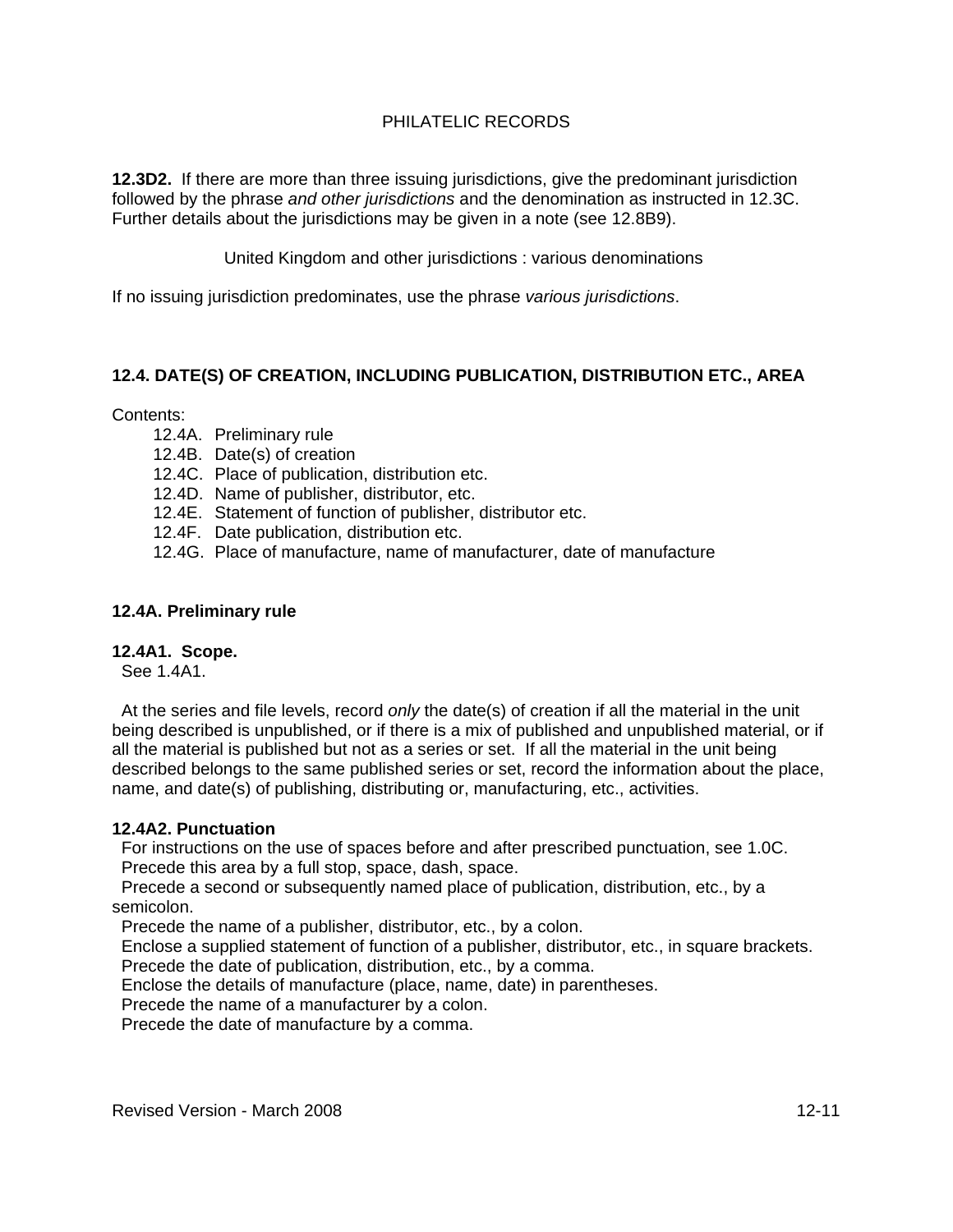PHILATELIC RECORDS

**12.3D2.** If there are more than three issuing jurisdictions, give the predominant jurisdiction followed by the phrase *and other jurisdictions* and the denomination as instructed in 12.3C. Further details about the jurisdictions may be given in a note (see 12.8B9).

United Kingdom and other jurisdictions : various denominations

If no issuing jurisdiction predominates, use the phrase *various jurisdictions*.

## 12.4. DATE(S) OF CREATION, INCLUDING PUBLICATION, DISTRIBUTION ETC., AREA

Contents:

- 12.4A. Preliminary rule
- 12.4B. Date(s) of creation
- 12.4C. Place of publication, distribution etc.
- 12.4D. Name of publisher, distributor, etc.
- 12.4E. Statement of function of publisher, distributor etc.
- 12.4F. Date publication, distribution etc.
- 12.4G. Place of manufacture, name of manufacturer, date of manufacture

### 12.4A. Preliminary rule

**12.4A1. Scope.**

See 1.4A1.

At the series and file levels, record *only* the date(s) of creation if all the material in the unit being described is unpublished, or if there is a mix of published and unpublished material, or if all the material is published but not as a series or set. If all the material in the unit being described belongs to the same published series or set, record the information about the place, name, and date(s) of publishing, distributing or, manufacturing, etc., activities.

**12.4A2. Punctuation**

For instructions on the use of spaces before and after prescribed punctuation, see 1.0C.

Precede this area by a full stop, space, dash, space.

Precede a second or subsequently named place of publication, distribution, etc., by a semicolon.

Precede the name of a publisher, distributor, etc., by a colon.

Enclose a supplied statement of function of a publisher, distributor, etc., in square brackets.

Precede the date of publication, distribution, etc., by a comma.

Enclose the details of manufacture (place, name, date) in parentheses.

Precede the name of a manufacturer by a colon.

Precede the date of manufacture by a comma.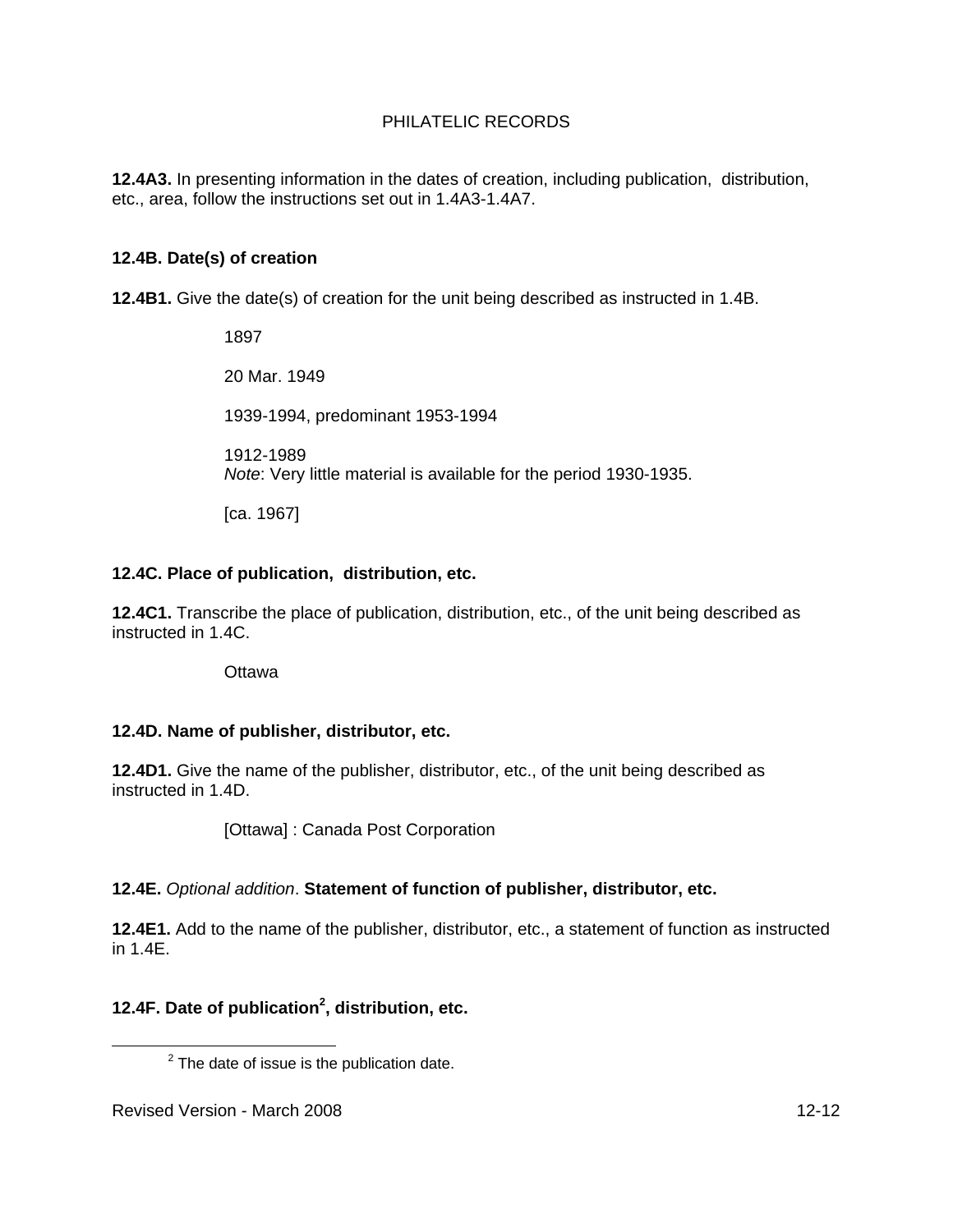**12.4A3.** In presenting information in the dates of creation, including publication, distribution, etc., area, follow the instructions set out in 1.4A3-1.4A7.

**12.4B. Date(s) of creation**

**12.4B1.** Give the date(s) of creation for the unit being described as instructed in 1.4B.

> 1897
>
> 20 Mar. 1949
>
> 1939-1994, predominant 1953-1994
>
> 1912-1989
> *Note*: Very little material is available for the period 1930-1935.
>
> [ca. 1967]

**12.4C. Place of publication, distribution, etc.**

**12.4C1.** Transcribe the place of publication, distribution, etc., of the unit being described as instructed in 1.4C.

> Ottawa

**12.4D. Name of publisher, distributor, etc.**

**12.4D1.** Give the name of the publisher, distributor, etc., of the unit being described as instructed in 1.4D.

> [Ottawa] : Canada Post Corporation

**12.4E.** *Optional addition*. **Statement of function of publisher, distributor, etc.**

**12.4E1.** Add to the name of the publisher, distributor, etc., a statement of function as instructed in 1.4E.

**12.4F. Date of publication[2], distribution, etc.**

[2] The date of issue is the publication date.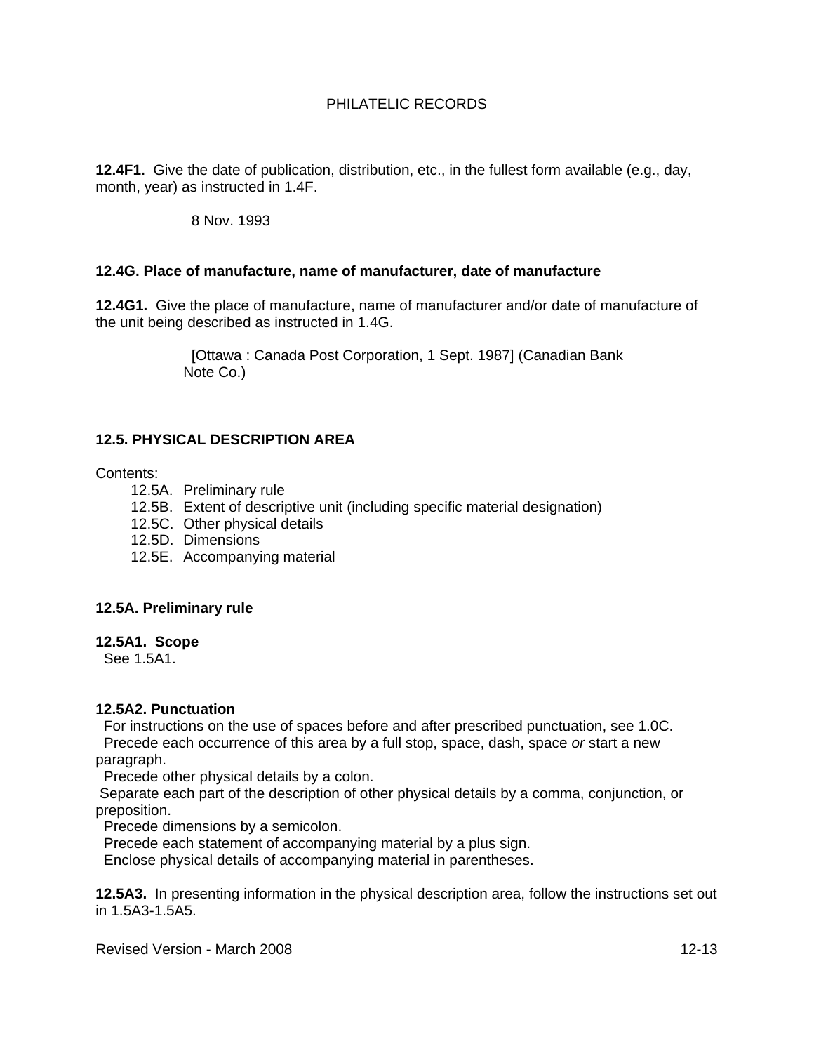**12.4F1.** Give the date of publication, distribution, etc., in the fullest form available (e.g., day, month, year) as instructed in 1.4F.

> 8 Nov. 1993

**12.4G. Place of manufacture, name of manufacturer, date of manufacture**

**12.4G1.** Give the place of manufacture, name of manufacturer and/or date of manufacture of the unit being described as instructed in 1.4G.

> [Ottawa : Canada Post Corporation, 1 Sept. 1987] (Canadian Bank Note Co.)

## 12.5. PHYSICAL DESCRIPTION AREA

Contents:

- 12.5A. Preliminary rule
- 12.5B. Extent of descriptive unit (including specific material designation)
- 12.5C. Other physical details
- 12.5D. Dimensions
- 12.5E. Accompanying material

### 12.5A. Preliminary rule

**12.5A1. Scope**
See 1.5A1.

**12.5A2. Punctuation**
For instructions on the use of spaces before and after prescribed punctuation, see 1.0C.
Precede each occurrence of this area by a full stop, space, dash, space *or* start a new paragraph.
Precede other physical details by a colon.
Separate each part of the description of other physical details by a comma, conjunction, or preposition.
Precede dimensions by a semicolon.
Precede each statement of accompanying material by a plus sign.
Enclose physical details of accompanying material in parentheses.

**12.5A3.** In presenting information in the physical description area, follow the instructions set out in 1.5A3-1.5A5.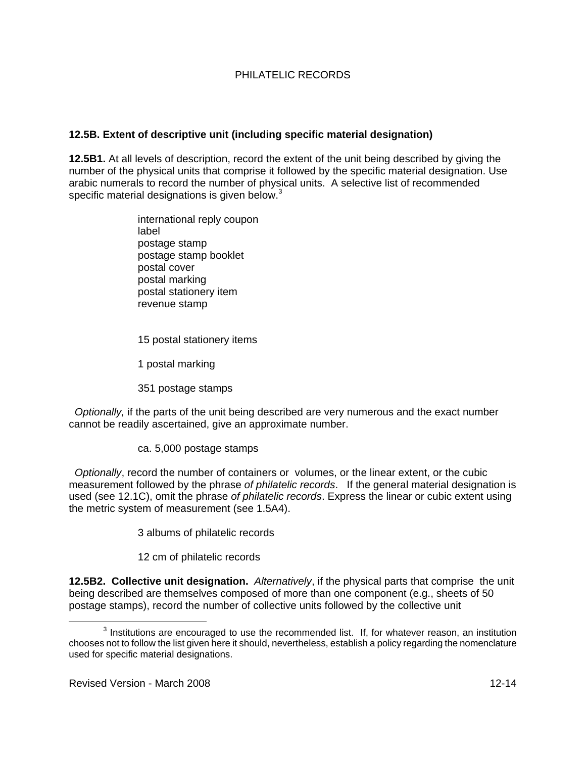**12.5B. Extent of descriptive unit (including specific material designation)**

**12.5B1.** At all levels of description, record the extent of the unit being described by giving the number of the physical units that comprise it followed by the specific material designation. Use arabic numerals to record the number of physical units. A selective list of recommended specific material designations is given below.[3]

> international reply coupon
> label
> postage stamp
> postage stamp booklet
> postal cover
> postal marking
> postal stationery item
> revenue stamp

> 15 postal stationery items

> 1 postal marking

> 351 postage stamps

*Optionally,* if the parts of the unit being described are very numerous and the exact number cannot be readily ascertained, give an approximate number.

> ca. 5,000 postage stamps

*Optionally*, record the number of containers or volumes, or the linear extent, or the cubic measurement followed by the phrase *of philatelic records*. If the general material designation is used (see 12.1C), omit the phrase *of philatelic records*. Express the linear or cubic extent using the metric system of measurement (see 1.5A4).

> 3 albums of philatelic records

> 12 cm of philatelic records

**12.5B2. Collective unit designation.** *Alternatively*, if the physical parts that comprise the unit being described are themselves composed of more than one component (e.g., sheets of 50 postage stamps), record the number of collective units followed by the collective unit

---

[3] Institutions are encouraged to use the recommended list. If, for whatever reason, an institution chooses not to follow the list given here it should, nevertheless, establish a policy regarding the nomenclature used for specific material designations.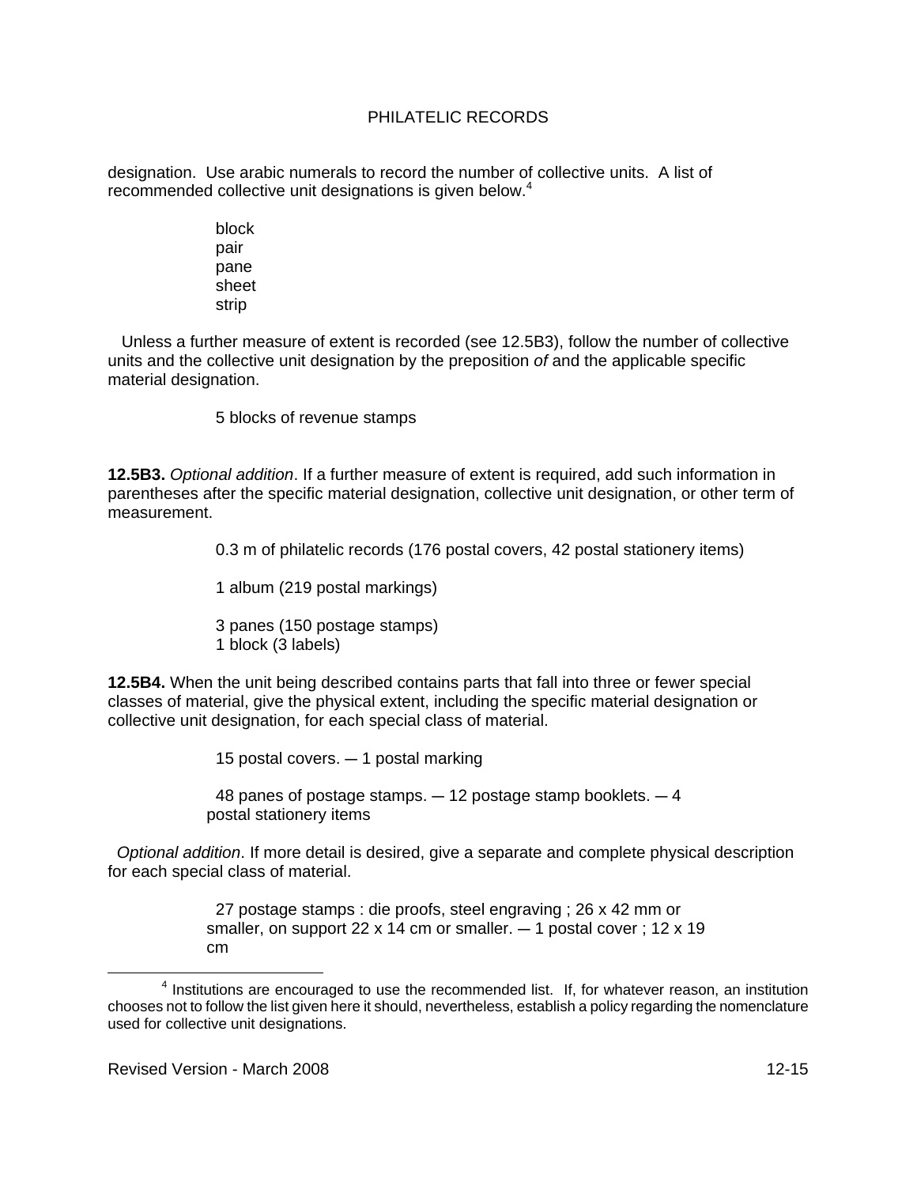designation. Use arabic numerals to record the number of collective units. A list of recommended collective unit designations is given below.[4]

> block
> pair
> pane
> sheet
> strip

Unless a further measure of extent is recorded (see 12.5B3), follow the number of collective units and the collective unit designation by the preposition *of* and the applicable specific material designation.

> 5 blocks of revenue stamps

**12.5B3.** *Optional addition*. If a further measure of extent is required, add such information in parentheses after the specific material designation, collective unit designation, or other term of measurement.

> 0.3 m of philatelic records (176 postal covers, 42 postal stationery items)
>
> 1 album (219 postal markings)
>
> 3 panes (150 postage stamps)
> 1 block (3 labels)

**12.5B4.** When the unit being described contains parts that fall into three or fewer special classes of material, give the physical extent, including the specific material designation or collective unit designation, for each special class of material.

> 15 postal covers. — 1 postal marking
>
> 48 panes of postage stamps. — 12 postage stamp booklets. — 4 postal stationery items

*Optional addition*. If more detail is desired, give a separate and complete physical description for each special class of material.

> 27 postage stamps : die proofs, steel engraving ; 26 x 42 mm or smaller, on support 22 x 14 cm or smaller. — 1 postal cover ; 12 x 19 cm

---

[4] Institutions are encouraged to use the recommended list. If, for whatever reason, an institution chooses not to follow the list given here it should, nevertheless, establish a policy regarding the nomenclature used for collective unit designations.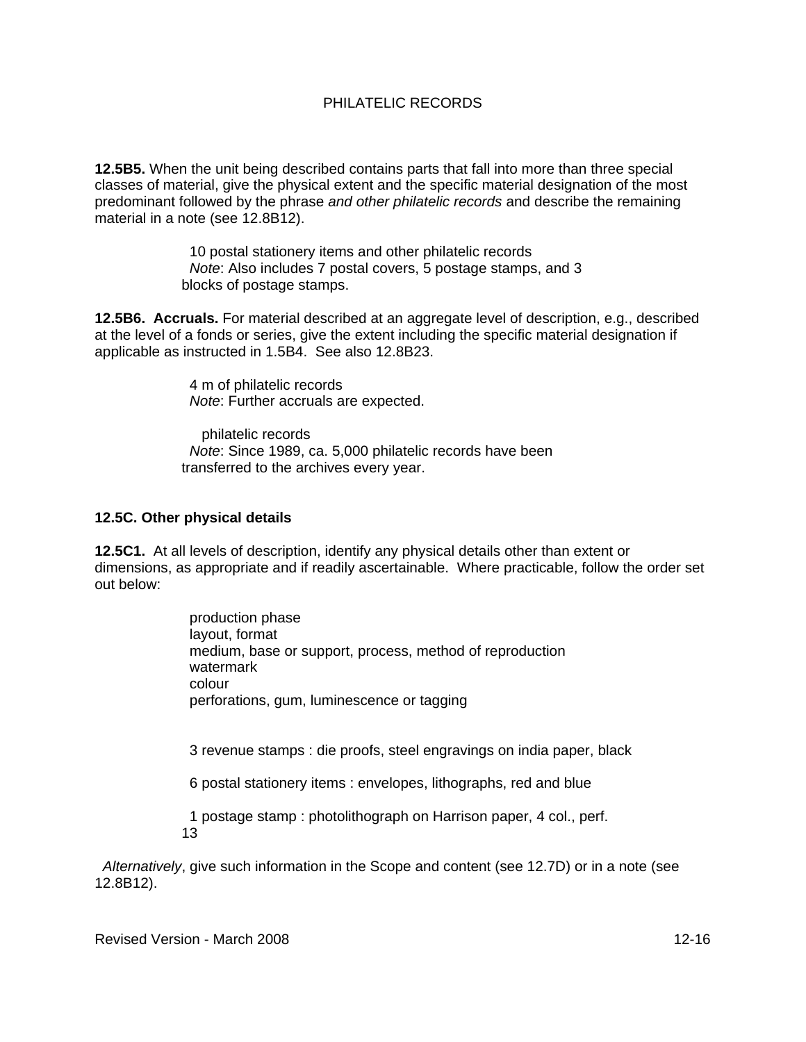**12.5B5.** When the unit being described contains parts that fall into more than three special classes of material, give the physical extent and the specific material designation of the most predominant followed by the phrase *and other philatelic records* and describe the remaining material in a note (see 12.8B12).

> 10 postal stationery items and other philatelic records
> *Note*: Also includes 7 postal covers, 5 postage stamps, and 3 blocks of postage stamps.

**12.5B6. Accruals.** For material described at an aggregate level of description, e.g., described at the level of a fonds or series, give the extent including the specific material designation if applicable as instructed in 1.5B4. See also 12.8B23.

> 4 m of philatelic records
> *Note*: Further accruals are expected.
>
> philatelic records
> *Note*: Since 1989, ca. 5,000 philatelic records have been transferred to the archives every year.

**12.5C. Other physical details**

**12.5C1.** At all levels of description, identify any physical details other than extent or dimensions, as appropriate and if readily ascertainable. Where practicable, follow the order set out below:

> production phase
> layout, format
> medium, base or support, process, method of reproduction
> watermark
> colour
> perforations, gum, luminescence or tagging

> 3 revenue stamps : die proofs, steel engravings on india paper, black
>
> 6 postal stationery items : envelopes, lithographs, red and blue
>
> 1 postage stamp : photolithograph on Harrison paper, 4 col., perf. 13

*Alternatively*, give such information in the Scope and content (see 12.7D) or in a note (see 12.8B12).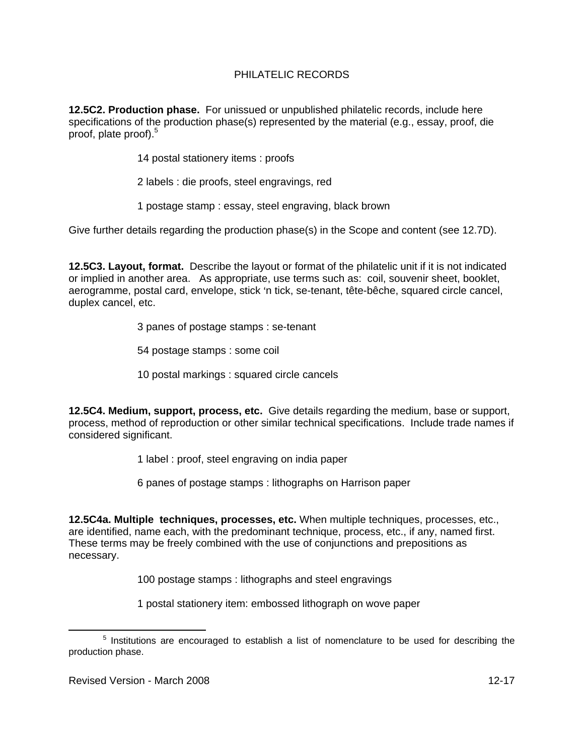PHILATELIC RECORDS

**12.5C2. Production phase.** For unissued or unpublished philatelic records, include here specifications of the production phase(s) represented by the material (e.g., essay, proof, die proof, plate proof).[5]

> 14 postal stationery items : proofs
>
> 2 labels : die proofs, steel engravings, red
>
> 1 postage stamp : essay, steel engraving, black brown

Give further details regarding the production phase(s) in the Scope and content (see 12.7D).

**12.5C3. Layout, format.** Describe the layout or format of the philatelic unit if it is not indicated or implied in another area. As appropriate, use terms such as: coil, souvenir sheet, booklet, aerogramme, postal card, envelope, stick 'n tick, se-tenant, tête-bêche, squared circle cancel, duplex cancel, etc.

> 3 panes of postage stamps : se-tenant
>
> 54 postage stamps : some coil
>
> 10 postal markings : squared circle cancels

**12.5C4. Medium, support, process, etc.** Give details regarding the medium, base or support, process, method of reproduction or other similar technical specifications. Include trade names if considered significant.

> 1 label : proof, steel engraving on india paper
>
> 6 panes of postage stamps : lithographs on Harrison paper

**12.5C4a. Multiple techniques, processes, etc.** When multiple techniques, processes, etc., are identified, name each, with the predominant technique, process, etc., if any, named first. These terms may be freely combined with the use of conjunctions and prepositions as necessary.

> 100 postage stamps : lithographs and steel engravings
>
> 1 postal stationery item: embossed lithograph on wove paper

---

[5] Institutions are encouraged to establish a list of nomenclature to be used for describing the production phase.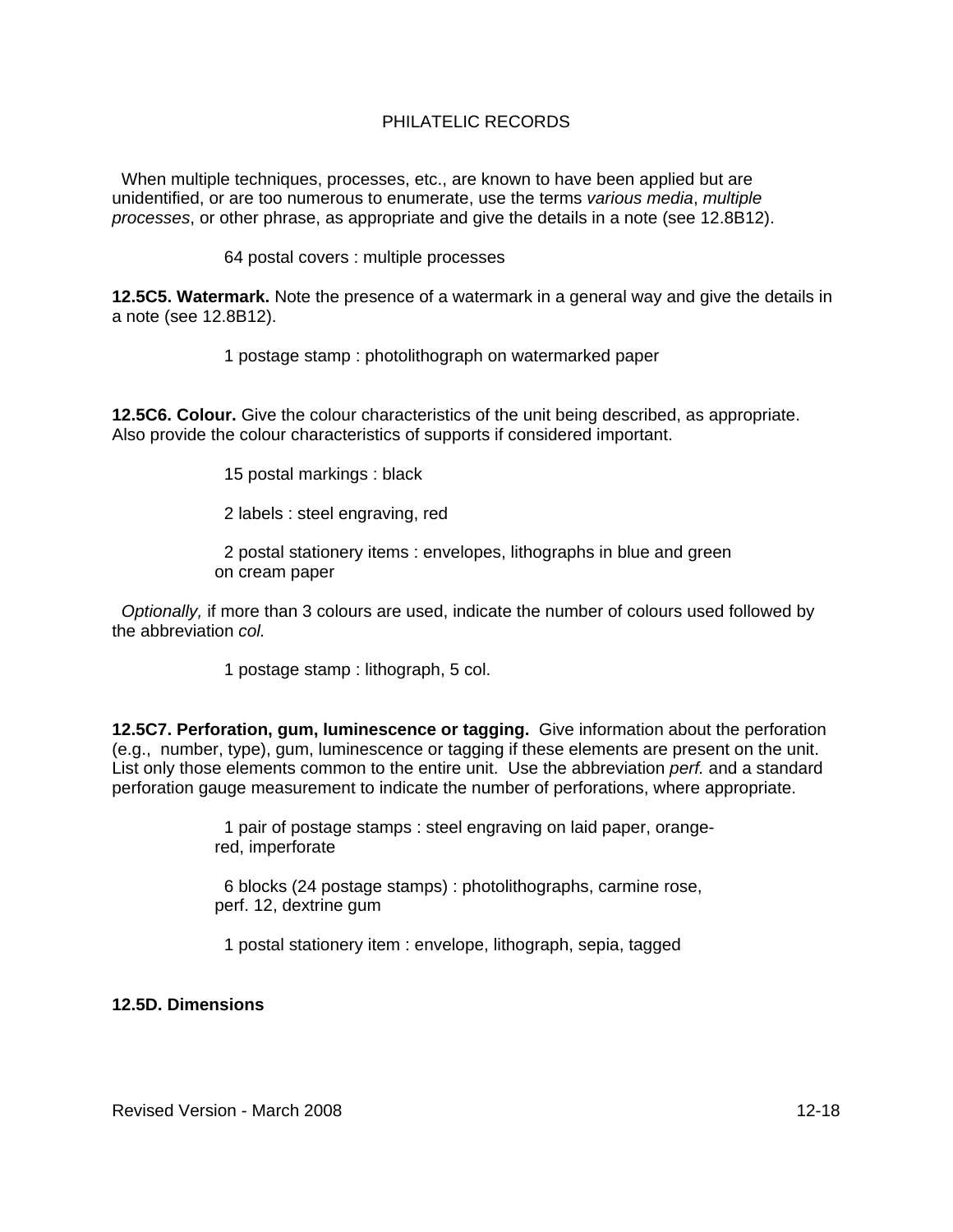When multiple techniques, processes, etc., are known to have been applied but are unidentified, or are too numerous to enumerate, use the terms *various media*, *multiple processes*, or other phrase, as appropriate and give the details in a note (see 12.8B12).

> 64 postal covers : multiple processes

**12.5C5. Watermark.** Note the presence of a watermark in a general way and give the details in a note (see 12.8B12).

> 1 postage stamp : photolithograph on watermarked paper

**12.5C6. Colour.** Give the colour characteristics of the unit being described, as appropriate. Also provide the colour characteristics of supports if considered important.

> 15 postal markings : black

> 2 labels : steel engraving, red

> 2 postal stationery items : envelopes, lithographs in blue and green on cream paper

*Optionally,* if more than 3 colours are used, indicate the number of colours used followed by the abbreviation *col.*

> 1 postage stamp : lithograph, 5 col.

**12.5C7. Perforation, gum, luminescence or tagging.** Give information about the perforation (e.g., number, type), gum, luminescence or tagging if these elements are present on the unit. List only those elements common to the entire unit. Use the abbreviation *perf.* and a standard perforation gauge measurement to indicate the number of perforations, where appropriate.

> 1 pair of postage stamps : steel engraving on laid paper, orange-red, imperforate

> 6 blocks (24 postage stamps) : photolithographs, carmine rose, perf. 12, dextrine gum

> 1 postal stationery item : envelope, lithograph, sepia, tagged

**12.5D. Dimensions**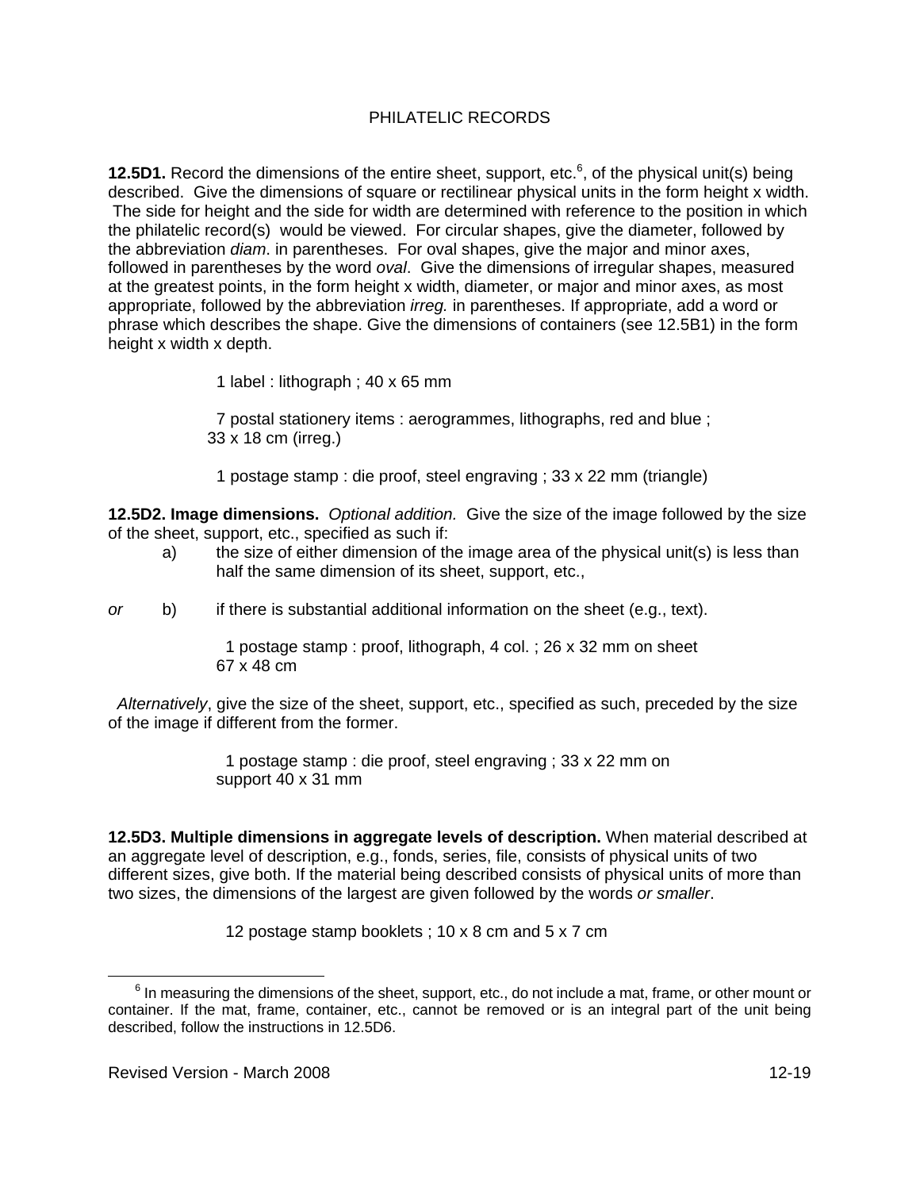**12.5D1.** Record the dimensions of the entire sheet, support, etc.[6], of the physical unit(s) being described. Give the dimensions of square or rectilinear physical units in the form height x width. The side for height and the side for width are determined with reference to the position in which the philatelic record(s) would be viewed. For circular shapes, give the diameter, followed by the abbreviation *diam*. in parentheses. For oval shapes, give the major and minor axes, followed in parentheses by the word *oval*. Give the dimensions of irregular shapes, measured at the greatest points, in the form height x width, diameter, or major and minor axes, as most appropriate, followed by the abbreviation *irreg.* in parentheses. If appropriate, add a word or phrase which describes the shape. Give the dimensions of containers (see 12.5B1) in the form height x width x depth.

> 1 label : lithograph ; 40 x 65 mm
>
> 7 postal stationery items : aerogrammes, lithographs, red and blue ; 33 x 18 cm (irreg.)
>
> 1 postage stamp : die proof, steel engraving ; 33 x 22 mm (triangle)

**12.5D2. Image dimensions.** *Optional addition.* Give the size of the image followed by the size of the sheet, support, etc., specified as such if:

a) the size of either dimension of the image area of the physical unit(s) is less than half the same dimension of its sheet, support, etc.,

*or* b) if there is substantial additional information on the sheet (e.g., text).

> 1 postage stamp : proof, lithograph, 4 col. ; 26 x 32 mm on sheet 67 x 48 cm

*Alternatively*, give the size of the sheet, support, etc., specified as such, preceded by the size of the image if different from the former.

> 1 postage stamp : die proof, steel engraving ; 33 x 22 mm on support 40 x 31 mm

**12.5D3. Multiple dimensions in aggregate levels of description.** When material described at an aggregate level of description, e.g., fonds, series, file, consists of physical units of two different sizes, give both. If the material being described consists of physical units of more than two sizes, the dimensions of the largest are given followed by the words *or smaller*.

> 12 postage stamp booklets ; 10 x 8 cm and 5 x 7 cm

---

[6] In measuring the dimensions of the sheet, support, etc., do not include a mat, frame, or other mount or container. If the mat, frame, container, etc., cannot be removed or is an integral part of the unit being described, follow the instructions in 12.5D6.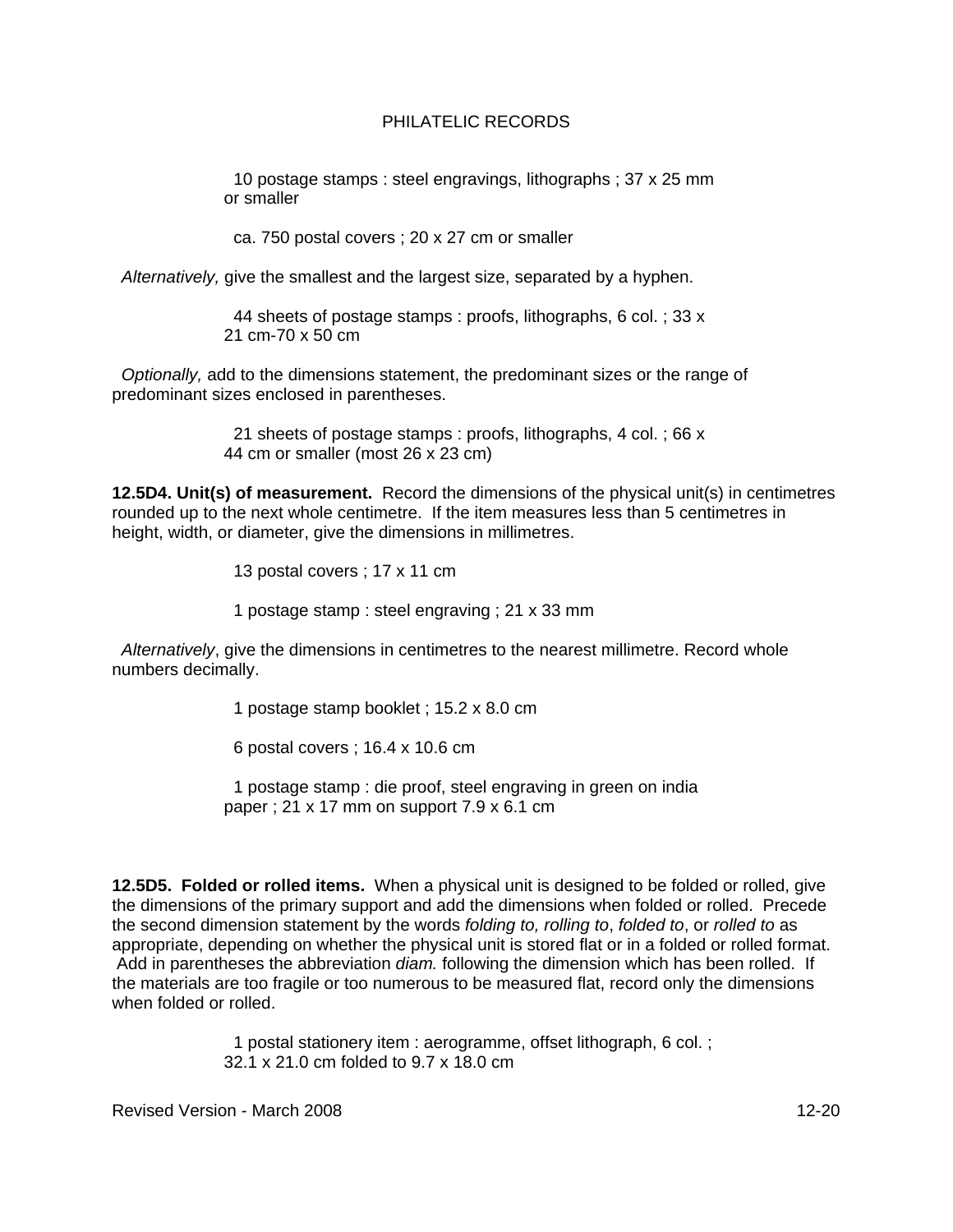10 postage stamps : steel engravings, lithographs ; 37 x 25 mm or smaller

ca. 750 postal covers ; 20 x 27 cm or smaller

*Alternatively,* give the smallest and the largest size, separated by a hyphen.

44 sheets of postage stamps : proofs, lithographs, 6 col. ; 33 x 21 cm-70 x 50 cm

*Optionally,* add to the dimensions statement, the predominant sizes or the range of predominant sizes enclosed in parentheses.

21 sheets of postage stamps : proofs, lithographs, 4 col. ; 66 x 44 cm or smaller (most 26 x 23 cm)

**12.5D4. Unit(s) of measurement.** Record the dimensions of the physical unit(s) in centimetres rounded up to the next whole centimetre. If the item measures less than 5 centimetres in height, width, or diameter, give the dimensions in millimetres.

13 postal covers ; 17 x 11 cm

1 postage stamp : steel engraving ; 21 x 33 mm

*Alternatively*, give the dimensions in centimetres to the nearest millimetre. Record whole numbers decimally.

1 postage stamp booklet ; 15.2 x 8.0 cm

6 postal covers ; 16.4 x 10.6 cm

1 postage stamp : die proof, steel engraving in green on india paper ; 21 x 17 mm on support 7.9 x 6.1 cm

**12.5D5. Folded or rolled items.** When a physical unit is designed to be folded or rolled, give the dimensions of the primary support and add the dimensions when folded or rolled. Precede the second dimension statement by the words *folding to, rolling to*, *folded to*, or *rolled to* as appropriate, depending on whether the physical unit is stored flat or in a folded or rolled format. Add in parentheses the abbreviation *diam.* following the dimension which has been rolled. If the materials are too fragile or too numerous to be measured flat, record only the dimensions when folded or rolled.

1 postal stationery item : aerogramme, offset lithograph, 6 col. ; 32.1 x 21.0 cm folded to 9.7 x 18.0 cm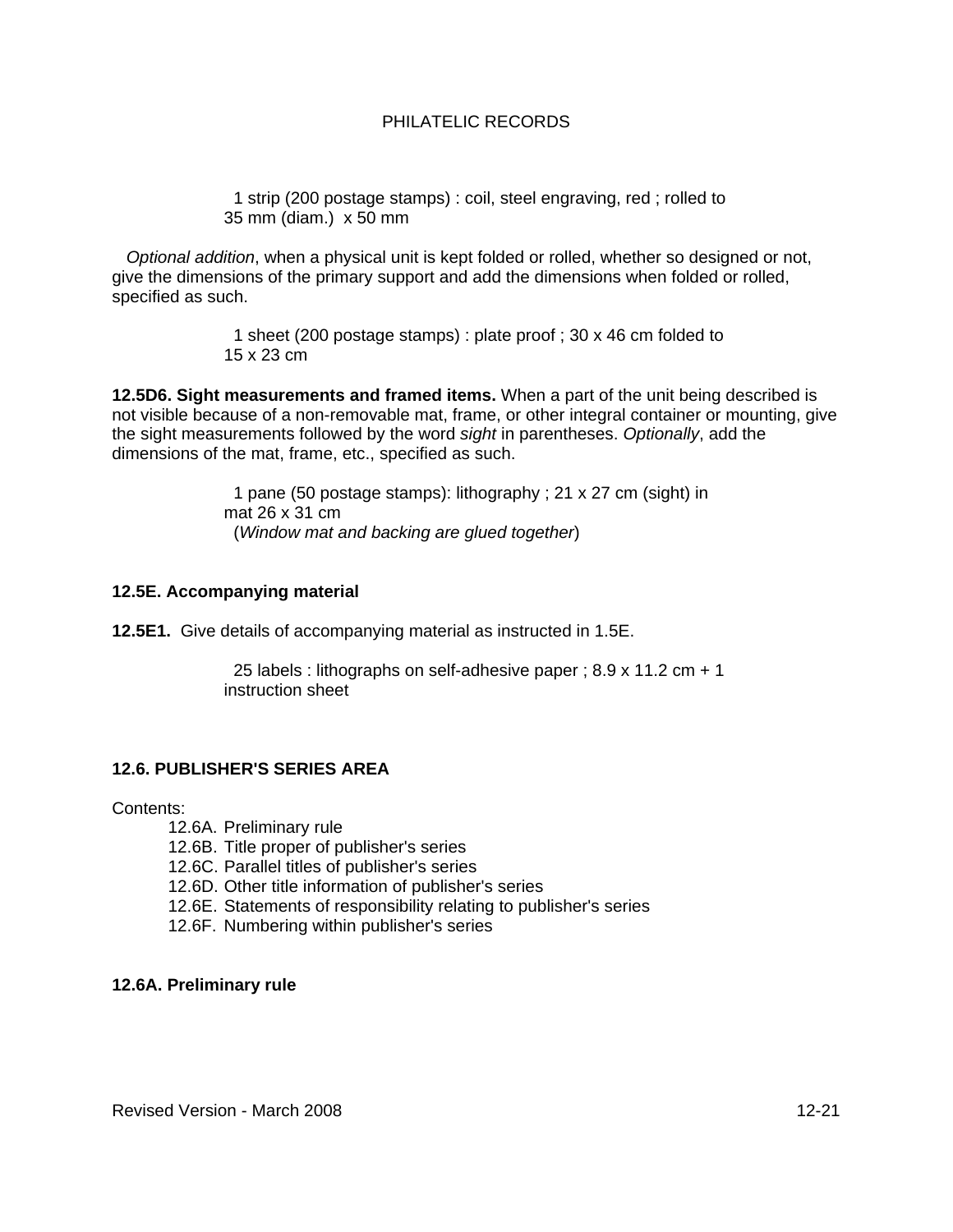1 strip (200 postage stamps) : coil, steel engraving, red ; rolled to 35 mm (diam.) x 50 mm

*Optional addition*, when a physical unit is kept folded or rolled, whether so designed or not, give the dimensions of the primary support and add the dimensions when folded or rolled, specified as such.

1 sheet (200 postage stamps) : plate proof ; 30 x 46 cm folded to 15 x 23 cm

**12.5D6. Sight measurements and framed items.** When a part of the unit being described is not visible because of a non-removable mat, frame, or other integral container or mounting, give the sight measurements followed by the word *sight* in parentheses. *Optionally*, add the dimensions of the mat, frame, etc., specified as such.

1 pane (50 postage stamps): lithography ; 21 x 27 cm (sight) in mat 26 x 31 cm
(*Window mat and backing are glued together*)

**12.5E. Accompanying material**

**12.5E1.** Give details of accompanying material as instructed in 1.5E.

25 labels : lithographs on self-adhesive paper ; 8.9 x 11.2 cm + 1 instruction sheet

## 12.6. PUBLISHER'S SERIES AREA

Contents:

- 12.6A. Preliminary rule
- 12.6B. Title proper of publisher's series
- 12.6C. Parallel titles of publisher's series
- 12.6D. Other title information of publisher's series
- 12.6E. Statements of responsibility relating to publisher's series
- 12.6F. Numbering within publisher's series

**12.6A. Preliminary rule**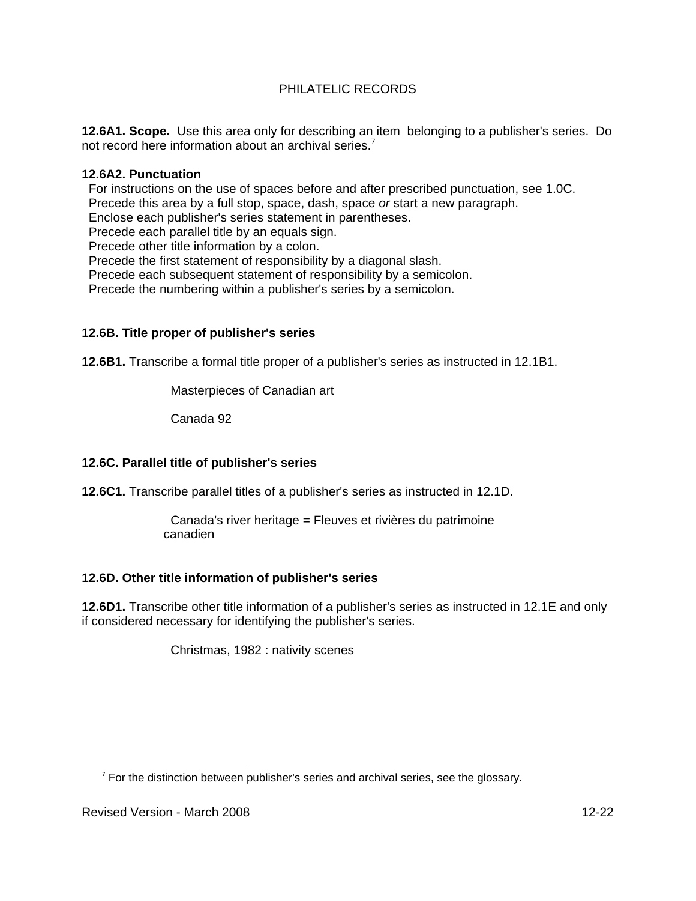**12.6A1. Scope.** Use this area only for describing an item belonging to a publisher's series. Do not record here information about an archival series.[7]

**12.6A2. Punctuation**

For instructions on the use of spaces before and after prescribed punctuation, see 1.0C.
Precede this area by a full stop, space, dash, space *or* start a new paragraph.
Enclose each publisher's series statement in parentheses.
Precede each parallel title by an equals sign.
Precede other title information by a colon.
Precede the first statement of responsibility by a diagonal slash.
Precede each subsequent statement of responsibility by a semicolon.
Precede the numbering within a publisher's series by a semicolon.

**12.6B. Title proper of publisher's series**

**12.6B1.** Transcribe a formal title proper of a publisher's series as instructed in 12.1B1.

> Masterpieces of Canadian art
>
> Canada 92

**12.6C. Parallel title of publisher's series**

**12.6C1.** Transcribe parallel titles of a publisher's series as instructed in 12.1D.

> Canada's river heritage = Fleuves et rivières du patrimoine canadien

**12.6D. Other title information of publisher's series**

**12.6D1.** Transcribe other title information of a publisher's series as instructed in 12.1E and only if considered necessary for identifying the publisher's series.

> Christmas, 1982 : nativity scenes

---

[7] For the distinction between publisher's series and archival series, see the glossary.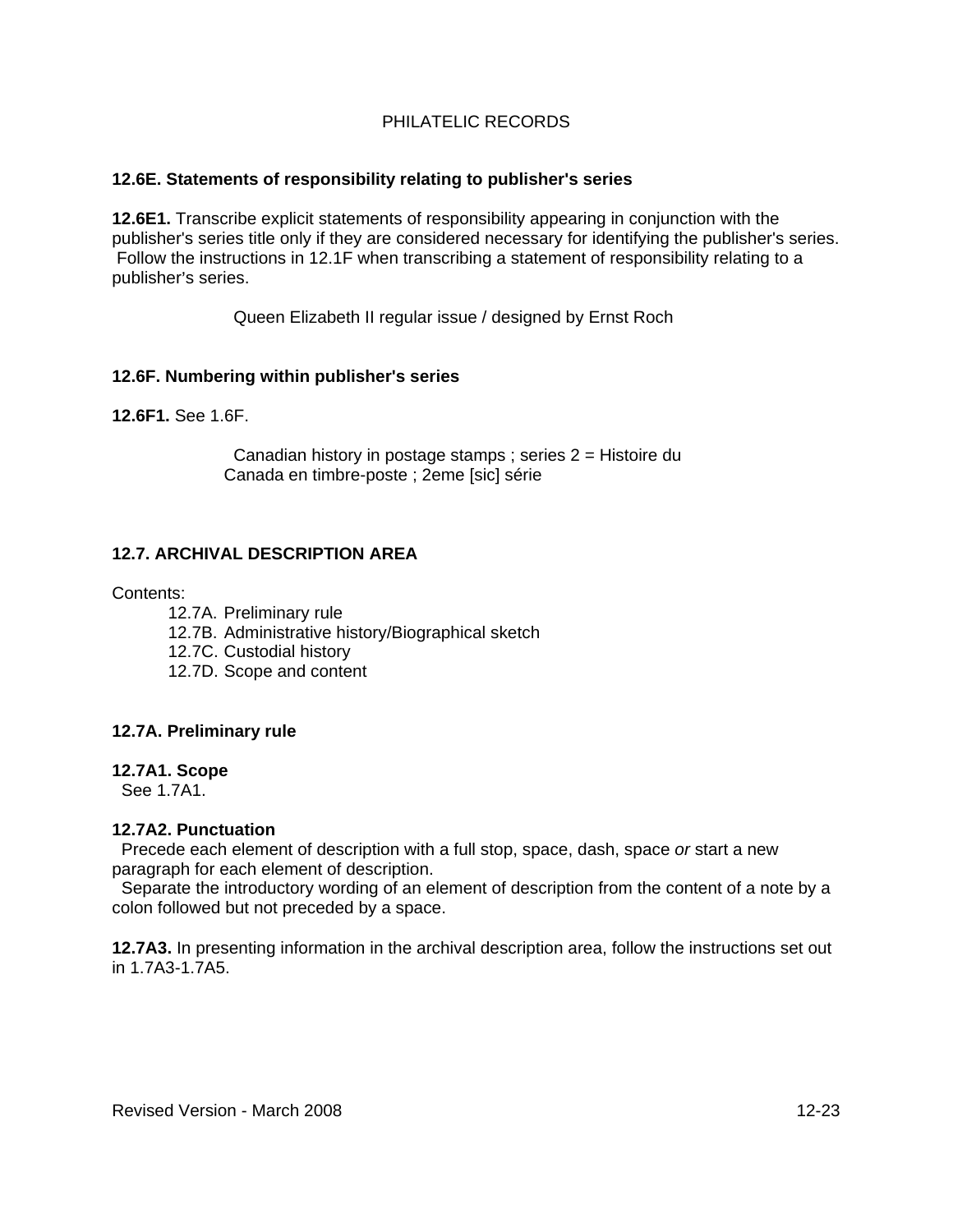**12.6E. Statements of responsibility relating to publisher's series**

**12.6E1.** Transcribe explicit statements of responsibility appearing in conjunction with the publisher's series title only if they are considered necessary for identifying the publisher's series. Follow the instructions in 12.1F when transcribing a statement of responsibility relating to a publisher's series.

> Queen Elizabeth II regular issue / designed by Ernst Roch

**12.6F. Numbering within publisher's series**

**12.6F1.** See 1.6F.

> Canadian history in postage stamps ; series 2 = Histoire du Canada en timbre-poste ; 2eme [sic] série

## 12.7. ARCHIVAL DESCRIPTION AREA

Contents:

- 12.7A. Preliminary rule
- 12.7B. Administrative history/Biographical sketch
- 12.7C. Custodial history
- 12.7D. Scope and content

**12.7A. Preliminary rule**

**12.7A1. Scope**
See 1.7A1.

**12.7A2. Punctuation**
Precede each element of description with a full stop, space, dash, space *or* start a new paragraph for each element of description.
Separate the introductory wording of an element of description from the content of a note by a colon followed but not preceded by a space.

**12.7A3.** In presenting information in the archival description area, follow the instructions set out in 1.7A3-1.7A5.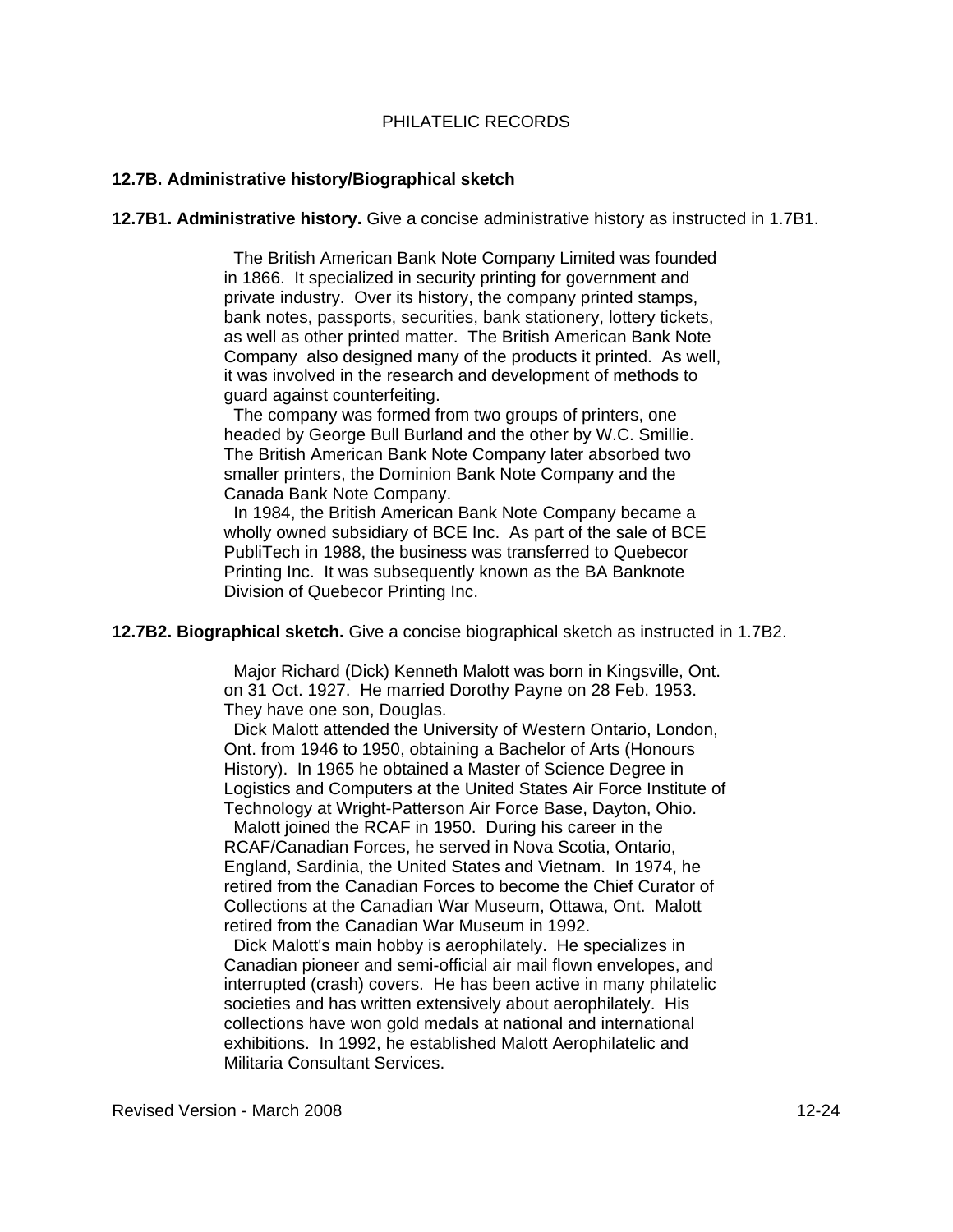PHILATELIC RECORDS

**12.7B. Administrative history/Biographical sketch**

**12.7B1. Administrative history.** Give a concise administrative history as instructed in 1.7B1.

> The British American Bank Note Company Limited was founded in 1866. It specialized in security printing for government and private industry. Over its history, the company printed stamps, bank notes, passports, securities, bank stationery, lottery tickets, as well as other printed matter. The British American Bank Note Company also designed many of the products it printed. As well, it was involved in the research and development of methods to guard against counterfeiting.
>
> The company was formed from two groups of printers, one headed by George Bull Burland and the other by W.C. Smillie. The British American Bank Note Company later absorbed two smaller printers, the Dominion Bank Note Company and the Canada Bank Note Company.
>
> In 1984, the British American Bank Note Company became a wholly owned subsidiary of BCE Inc. As part of the sale of BCE PubliTech in 1988, the business was transferred to Quebecor Printing Inc. It was subsequently known as the BA Banknote Division of Quebecor Printing Inc.

**12.7B2. Biographical sketch.** Give a concise biographical sketch as instructed in 1.7B2.

> Major Richard (Dick) Kenneth Malott was born in Kingsville, Ont. on 31 Oct. 1927. He married Dorothy Payne on 28 Feb. 1953. They have one son, Douglas.
>
> Dick Malott attended the University of Western Ontario, London, Ont. from 1946 to 1950, obtaining a Bachelor of Arts (Honours History). In 1965 he obtained a Master of Science Degree in Logistics and Computers at the United States Air Force Institute of Technology at Wright-Patterson Air Force Base, Dayton, Ohio.
>
> Malott joined the RCAF in 1950. During his career in the RCAF/Canadian Forces, he served in Nova Scotia, Ontario, England, Sardinia, the United States and Vietnam. In 1974, he retired from the Canadian Forces to become the Chief Curator of Collections at the Canadian War Museum, Ottawa, Ont. Malott retired from the Canadian War Museum in 1992.
>
> Dick Malott's main hobby is aerophilately. He specializes in Canadian pioneer and semi-official air mail flown envelopes, and interrupted (crash) covers. He has been active in many philatelic societies and has written extensively about aerophilately. His collections have won gold medals at national and international exhibitions. In 1992, he established Malott Aerophilatelic and Militaria Consultant Services.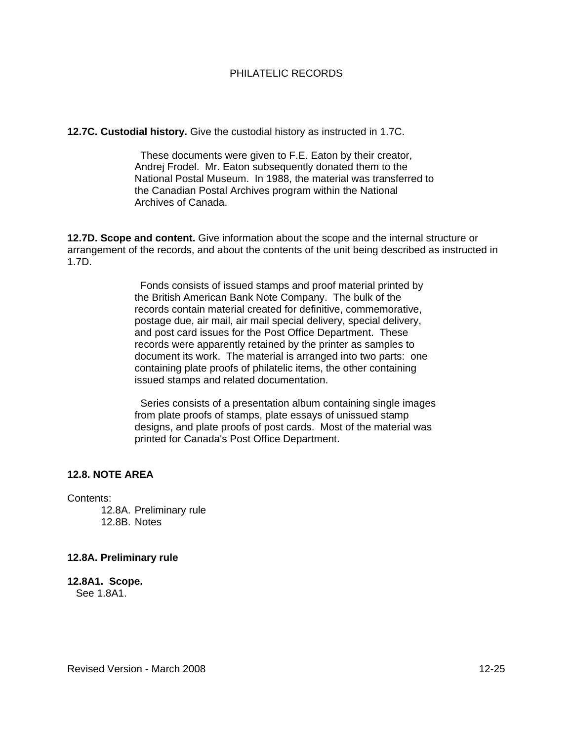**12.7C. Custodial history.** Give the custodial history as instructed in 1.7C.

> These documents were given to F.E. Eaton by their creator, Andrej Frodel. Mr. Eaton subsequently donated them to the National Postal Museum. In 1988, the material was transferred to the Canadian Postal Archives program within the National Archives of Canada.

**12.7D. Scope and content.** Give information about the scope and the internal structure or arrangement of the records, and about the contents of the unit being described as instructed in 1.7D.

> Fonds consists of issued stamps and proof material printed by the British American Bank Note Company. The bulk of the records contain material created for definitive, commemorative, postage due, air mail, air mail special delivery, special delivery, and post card issues for the Post Office Department. These records were apparently retained by the printer as samples to document its work. The material is arranged into two parts: one containing plate proofs of philatelic items, the other containing issued stamps and related documentation.

> Series consists of a presentation album containing single images from plate proofs of stamps, plate essays of unissued stamp designs, and plate proofs of post cards. Most of the material was printed for Canada's Post Office Department.

## 12.8. NOTE AREA

Contents:

- 12.8A. Preliminary rule
- 12.8B. Notes

### 12.8A. Preliminary rule

**12.8A1. Scope.**
See 1.8A1.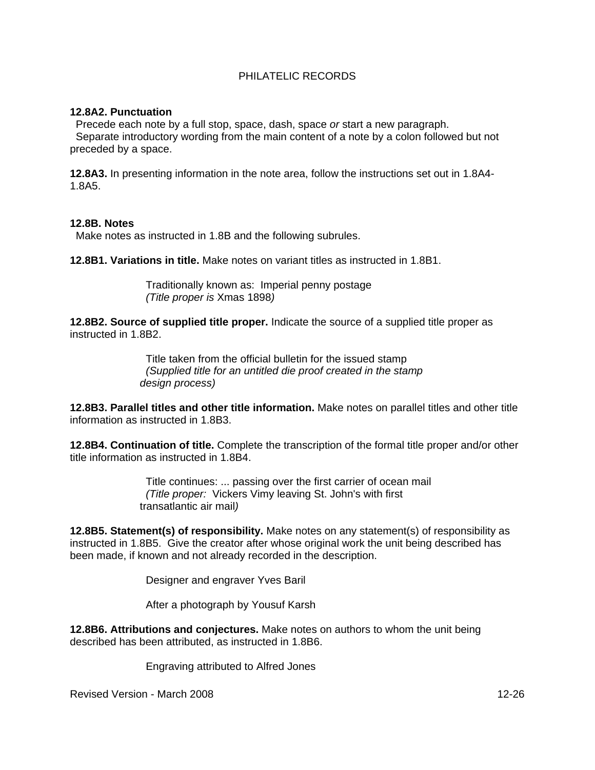**12.8A2. Punctuation**

Precede each note by a full stop, space, dash, space *or* start a new paragraph.

Separate introductory wording from the main content of a note by a colon followed but not preceded by a space.

**12.8A3.** In presenting information in the note area, follow the instructions set out in 1.8A4-1.8A5.

**12.8B. Notes**

Make notes as instructed in 1.8B and the following subrules.

**12.8B1. Variations in title.** Make notes on variant titles as instructed in 1.8B1.

> Traditionally known as: Imperial penny postage
> *(Title proper is* Xmas 1898*)*

**12.8B2. Source of supplied title proper.** Indicate the source of a supplied title proper as instructed in 1.8B2.

> Title taken from the official bulletin for the issued stamp
> *(Supplied title for an untitled die proof created in the stamp design process)*

**12.8B3. Parallel titles and other title information.** Make notes on parallel titles and other title information as instructed in 1.8B3.

**12.8B4. Continuation of title.** Complete the transcription of the formal title proper and/or other title information as instructed in 1.8B4.

> Title continues: ... passing over the first carrier of ocean mail
> *(Title proper:* Vickers Vimy leaving St. John's with first transatlantic air mail*)*

**12.8B5. Statement(s) of responsibility.** Make notes on any statement(s) of responsibility as instructed in 1.8B5. Give the creator after whose original work the unit being described has been made, if known and not already recorded in the description.

> Designer and engraver Yves Baril

> After a photograph by Yousuf Karsh

**12.8B6. Attributions and conjectures.** Make notes on authors to whom the unit being described has been attributed, as instructed in 1.8B6.

> Engraving attributed to Alfred Jones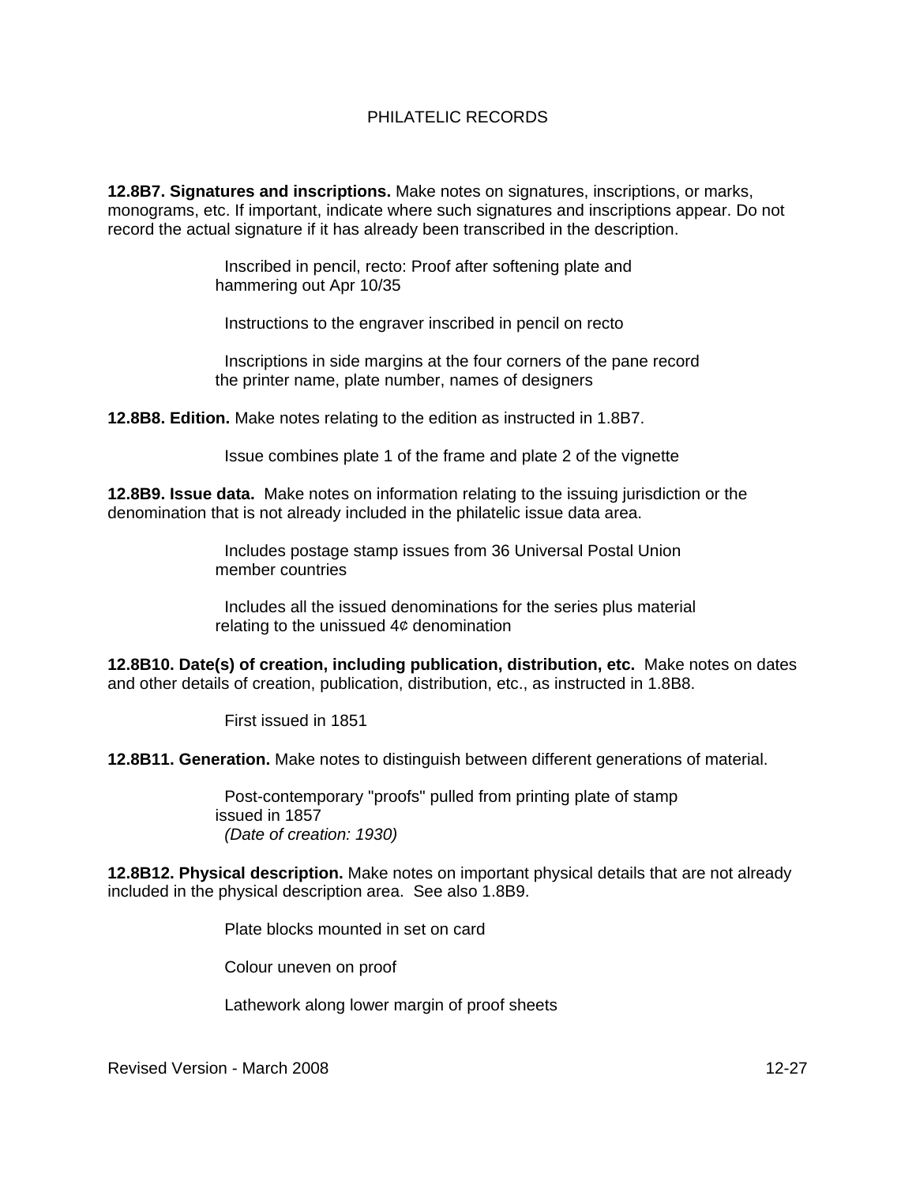**12.8B7. Signatures and inscriptions.** Make notes on signatures, inscriptions, or marks, monograms, etc. If important, indicate where such signatures and inscriptions appear. Do not record the actual signature if it has already been transcribed in the description.

> Inscribed in pencil, recto: Proof after softening plate and hammering out Apr 10/35

> Instructions to the engraver inscribed in pencil on recto

> Inscriptions in side margins at the four corners of the pane record the printer name, plate number, names of designers

**12.8B8. Edition.** Make notes relating to the edition as instructed in 1.8B7.

> Issue combines plate 1 of the frame and plate 2 of the vignette

**12.8B9. Issue data.** Make notes on information relating to the issuing jurisdiction or the denomination that is not already included in the philatelic issue data area.

> Includes postage stamp issues from 36 Universal Postal Union member countries

> Includes all the issued denominations for the series plus material relating to the unissued 4¢ denomination

**12.8B10. Date(s) of creation, including publication, distribution, etc.** Make notes on dates and other details of creation, publication, distribution, etc., as instructed in 1.8B8.

> First issued in 1851

**12.8B11. Generation.** Make notes to distinguish between different generations of material.

> Post-contemporary "proofs" pulled from printing plate of stamp issued in 1857
> *(Date of creation: 1930)*

**12.8B12. Physical description.** Make notes on important physical details that are not already included in the physical description area. See also 1.8B9.

> Plate blocks mounted in set on card

> Colour uneven on proof

> Lathework along lower margin of proof sheets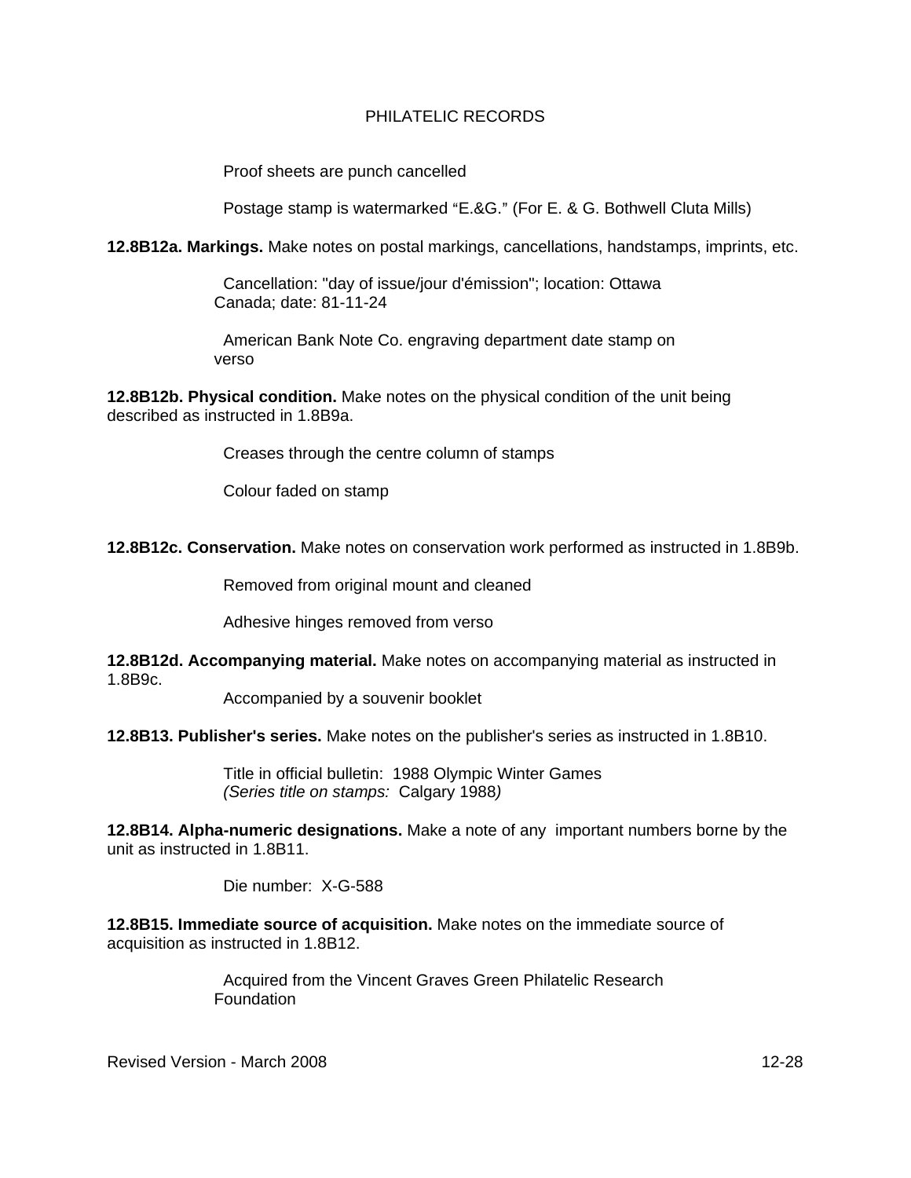Proof sheets are punch cancelled

Postage stamp is watermarked "E.&G." (For E. & G. Bothwell Cluta Mills)

**12.8B12a. Markings.** Make notes on postal markings, cancellations, handstamps, imprints, etc.

Cancellation: "day of issue/jour d'émission"; location: Ottawa Canada; date: 81-11-24

American Bank Note Co. engraving department date stamp on verso

**12.8B12b. Physical condition.** Make notes on the physical condition of the unit being described as instructed in 1.8B9a.

Creases through the centre column of stamps

Colour faded on stamp

**12.8B12c. Conservation.** Make notes on conservation work performed as instructed in 1.8B9b.

Removed from original mount and cleaned

Adhesive hinges removed from verso

**12.8B12d. Accompanying material.** Make notes on accompanying material as instructed in 1.8B9c.

Accompanied by a souvenir booklet

**12.8B13. Publisher's series.** Make notes on the publisher's series as instructed in 1.8B10.

Title in official bulletin: 1988 Olympic Winter Games
*(Series title on stamps:* Calgary 1988*)*

**12.8B14. Alpha-numeric designations.** Make a note of any important numbers borne by the unit as instructed in 1.8B11.

Die number: X-G-588

**12.8B15. Immediate source of acquisition.** Make notes on the immediate source of acquisition as instructed in 1.8B12.

Acquired from the Vincent Graves Green Philatelic Research Foundation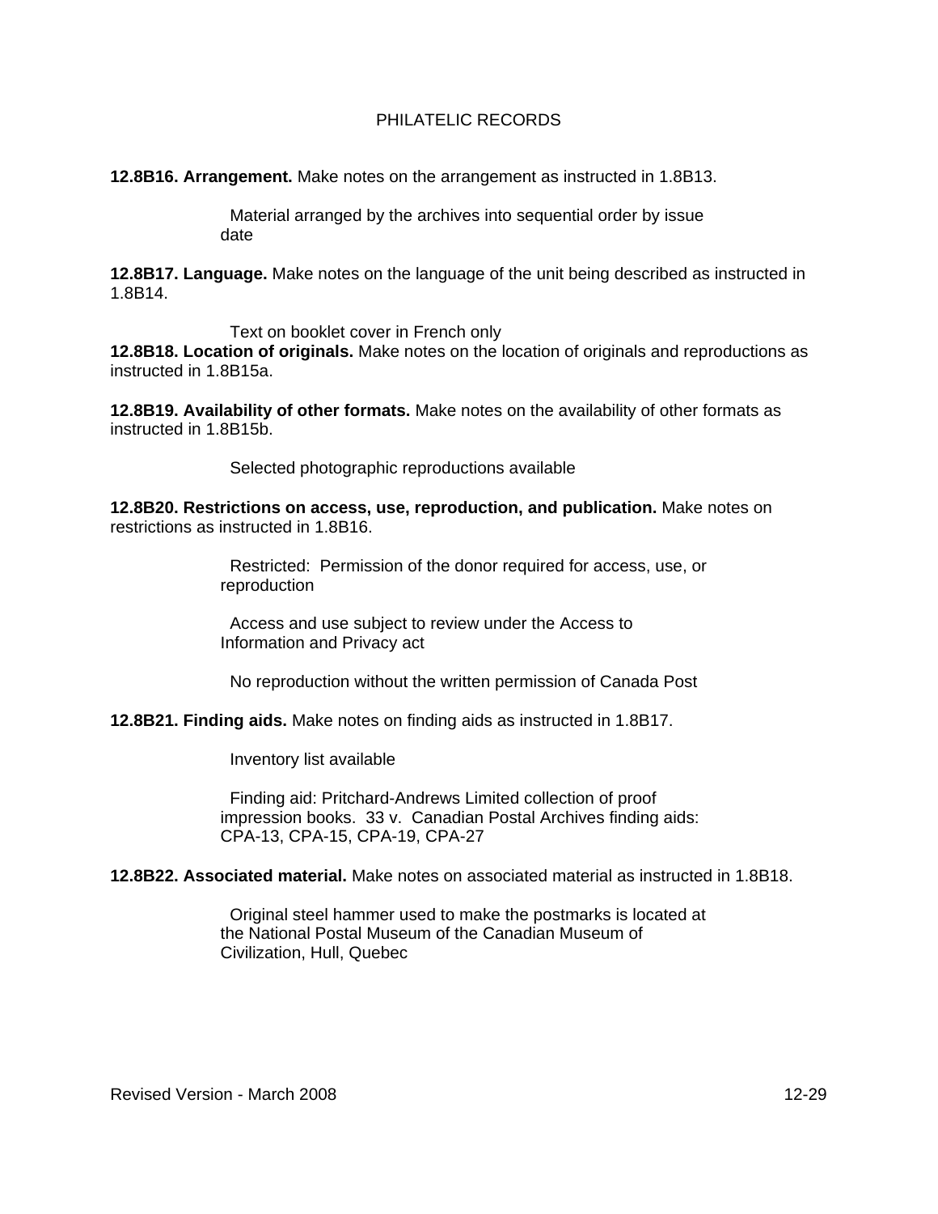**12.8B16. Arrangement.** Make notes on the arrangement as instructed in 1.8B13.

> Material arranged by the archives into sequential order by issue date

**12.8B17. Language.** Make notes on the language of the unit being described as instructed in 1.8B14.

> Text on booklet cover in French only

**12.8B18. Location of originals.** Make notes on the location of originals and reproductions as instructed in 1.8B15a.

**12.8B19. Availability of other formats.** Make notes on the availability of other formats as instructed in 1.8B15b.

> Selected photographic reproductions available

**12.8B20. Restrictions on access, use, reproduction, and publication.** Make notes on restrictions as instructed in 1.8B16.

> Restricted: Permission of the donor required for access, use, or reproduction

> Access and use subject to review under the Access to Information and Privacy act

> No reproduction without the written permission of Canada Post

**12.8B21. Finding aids.** Make notes on finding aids as instructed in 1.8B17.

> Inventory list available

> Finding aid: Pritchard-Andrews Limited collection of proof impression books. 33 v. Canadian Postal Archives finding aids: CPA-13, CPA-15, CPA-19, CPA-27

**12.8B22. Associated material.** Make notes on associated material as instructed in 1.8B18.

> Original steel hammer used to make the postmarks is located at the National Postal Museum of the Canadian Museum of Civilization, Hull, Quebec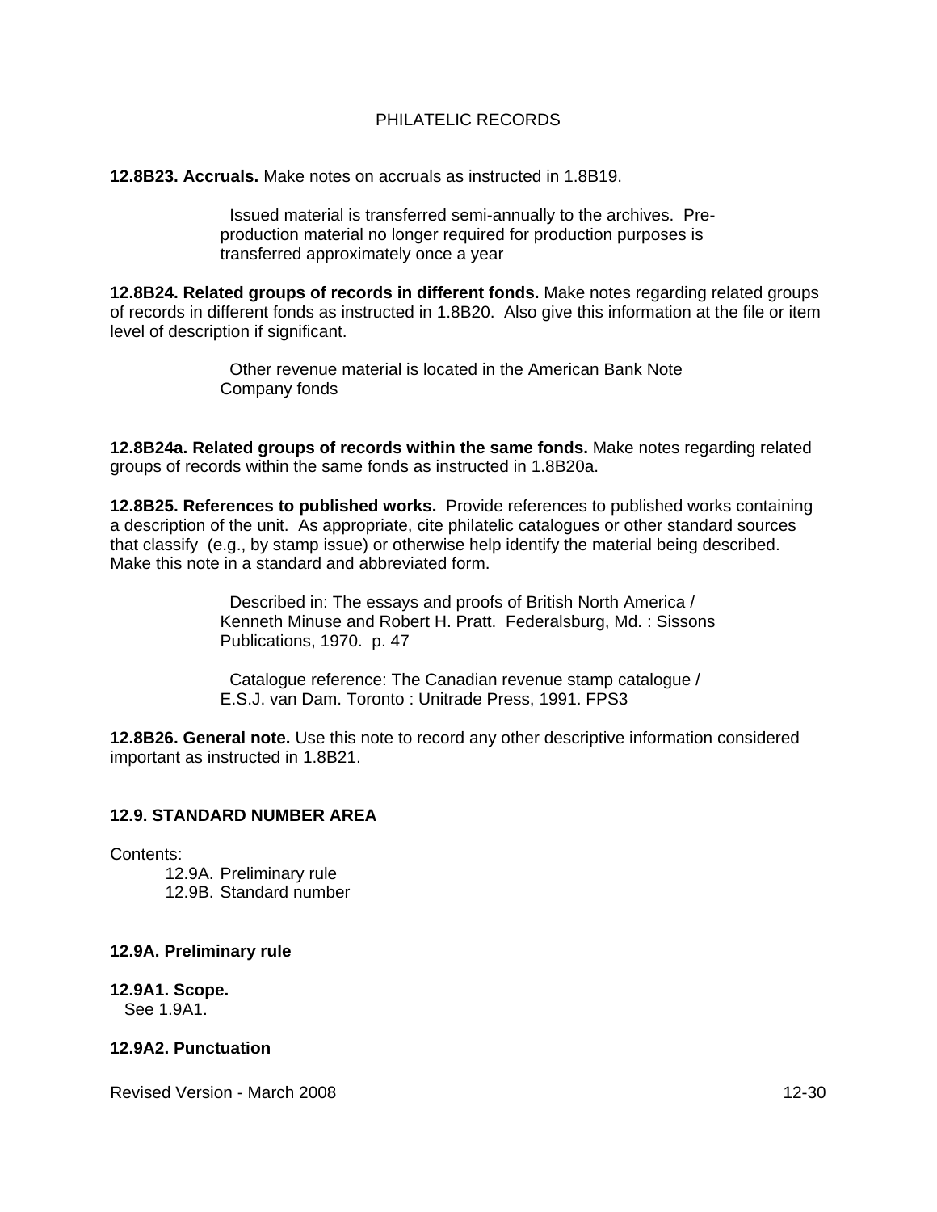**12.8B23. Accruals.** Make notes on accruals as instructed in 1.8B19.

> Issued material is transferred semi-annually to the archives. Pre-production material no longer required for production purposes is transferred approximately once a year

**12.8B24. Related groups of records in different fonds.** Make notes regarding related groups of records in different fonds as instructed in 1.8B20. Also give this information at the file or item level of description if significant.

> Other revenue material is located in the American Bank Note Company fonds

**12.8B24a. Related groups of records within the same fonds.** Make notes regarding related groups of records within the same fonds as instructed in 1.8B20a.

**12.8B25. References to published works.** Provide references to published works containing a description of the unit. As appropriate, cite philatelic catalogues or other standard sources that classify (e.g., by stamp issue) or otherwise help identify the material being described. Make this note in a standard and abbreviated form.

> Described in: The essays and proofs of British North America / Kenneth Minuse and Robert H. Pratt. Federalsburg, Md. : Sissons Publications, 1970. p. 47

> Catalogue reference: The Canadian revenue stamp catalogue / E.S.J. van Dam. Toronto : Unitrade Press, 1991. FPS3

**12.8B26. General note.** Use this note to record any other descriptive information considered important as instructed in 1.8B21.

## 12.9. STANDARD NUMBER AREA

Contents:

- 12.9A. Preliminary rule
- 12.9B. Standard number

### 12.9A. Preliminary rule

**12.9A1. Scope.**
See 1.9A1.

**12.9A2. Punctuation**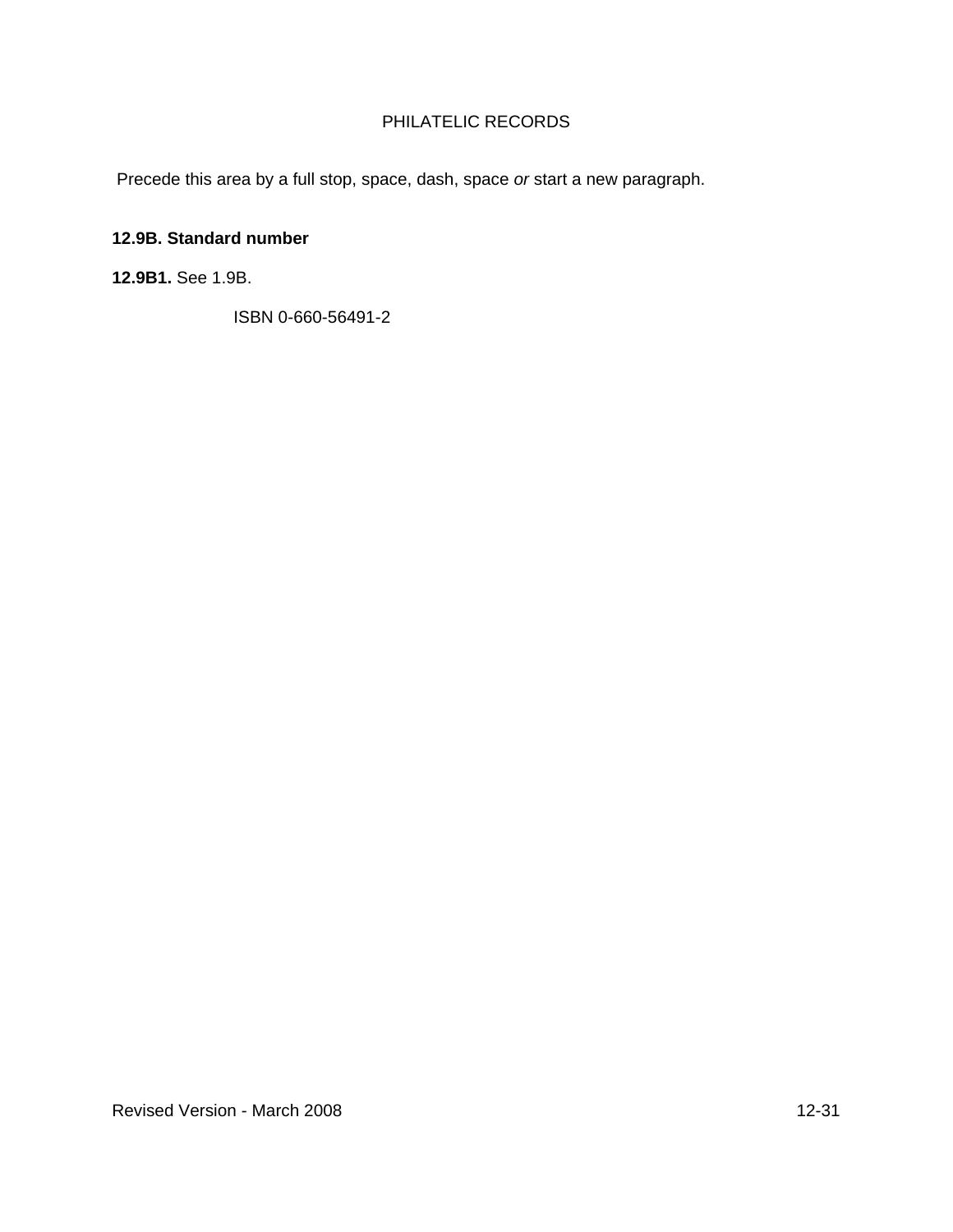Precede this area by a full stop, space, dash, space *or* start a new paragraph.

**12.9B. Standard number**

**12.9B1.** See 1.9B.

ISBN 0-660-56491-2